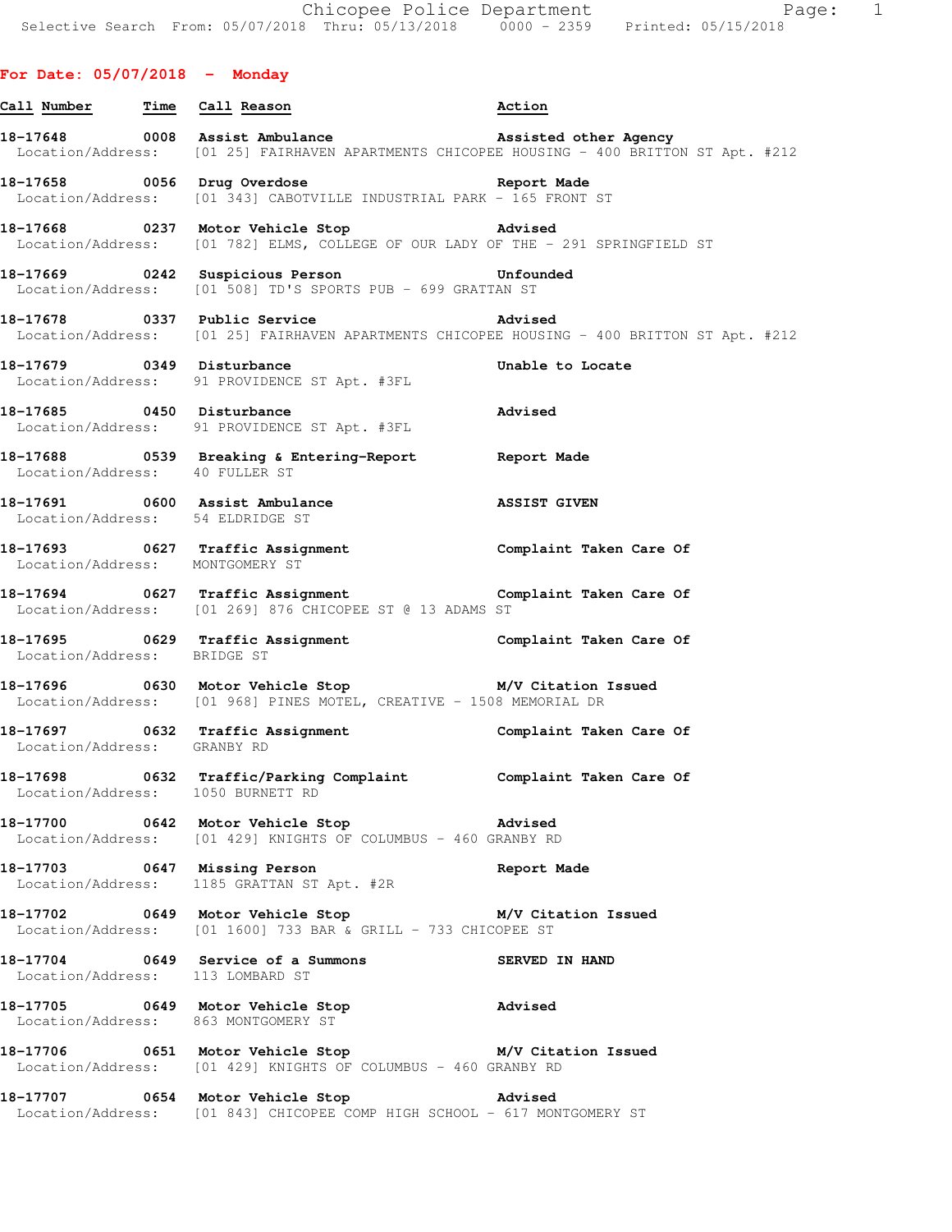## For Date: 05/07/2018 - Monday

| Call Number | Time | Call Reason | Action |
|---|---|---|---|
| 18-17648 | 0008 | Assist Ambulance | Assisted other Agency |
| Location/Address: | | [01 25] FAIRHAVEN APARTMENTS CHICOPEE HOUSING - 400 BRITTON ST Apt. #212 | |
| 18-17658 | 0056 | Drug Overdose | Report Made |
| Location/Address: | | [01 343] CABOTVILLE INDUSTRIAL PARK - 165 FRONT ST | |
| 18-17668 | 0237 | Motor Vehicle Stop | Advised |
| Location/Address: | | [01 782] ELMS, COLLEGE OF OUR LADY OF THE - 291 SPRINGFIELD ST | |
| 18-17669 | 0242 | Suspicious Person | Unfounded |
| Location/Address: | | [01 508] TD'S SPORTS PUB - 699 GRATTAN ST | |
| 18-17678 | 0337 | Public Service | Advised |
| Location/Address: | | [01 25] FAIRHAVEN APARTMENTS CHICOPEE HOUSING - 400 BRITTON ST Apt. #212 | |
| 18-17679 | 0349 | Disturbance | Unable to Locate |
| Location/Address: | | 91 PROVIDENCE ST Apt. #3FL | |
| 18-17685 | 0450 | Disturbance | Advised |
| Location/Address: | | 91 PROVIDENCE ST Apt. #3FL | |
| 18-17688 | 0539 | Breaking & Entering-Report | Report Made |
| Location/Address: | | 40 FULLER ST | |
| 18-17691 | 0600 | Assist Ambulance | ASSIST GIVEN |
| Location/Address: | | 54 ELDRIDGE ST | |
| 18-17693 | 0627 | Traffic Assignment | Complaint Taken Care Of |
| Location/Address: | | MONTGOMERY ST | |
| 18-17694 | 0627 | Traffic Assignment | Complaint Taken Care Of |
| Location/Address: | | [01 269] 876 CHICOPEE ST @ 13 ADAMS ST | |
| 18-17695 | 0629 | Traffic Assignment | Complaint Taken Care Of |
| Location/Address: | | BRIDGE ST | |
| 18-17696 | 0630 | Motor Vehicle Stop | M/V Citation Issued |
| Location/Address: | | [01 968] PINES MOTEL, CREATIVE - 1508 MEMORIAL DR | |
| 18-17697 | 0632 | Traffic Assignment | Complaint Taken Care Of |
| Location/Address: | | GRANBY RD | |
| 18-17698 | 0632 | Traffic/Parking Complaint | Complaint Taken Care Of |
| Location/Address: | | 1050 BURNETT RD | |
| 18-17700 | 0642 | Motor Vehicle Stop | Advised |
| Location/Address: | | [01 429] KNIGHTS OF COLUMBUS - 460 GRANBY RD | |
| 18-17703 | 0647 | Missing Person | Report Made |
| Location/Address: | | 1185 GRATTAN ST Apt. #2R | |
| 18-17702 | 0649 | Motor Vehicle Stop | M/V Citation Issued |
| Location/Address: | | [01 1600] 733 BAR & GRILL - 733 CHICOPEE ST | |
| 18-17704 | 0649 | Service of a Summons | SERVED IN HAND |
| Location/Address: | | 113 LOMBARD ST | |
| 18-17705 | 0649 | Motor Vehicle Stop | Advised |
| Location/Address: | | 863 MONTGOMERY ST | |
| 18-17706 | 0651 | Motor Vehicle Stop | M/V Citation Issued |
| Location/Address: | | [01 429] KNIGHTS OF COLUMBUS - 460 GRANBY RD | |
| 18-17707 | 0654 | Motor Vehicle Stop | Advised |
| Location/Address: | | [01 843] CHICOPEE COMP HIGH SCHOOL - 617 MONTGOMERY ST | |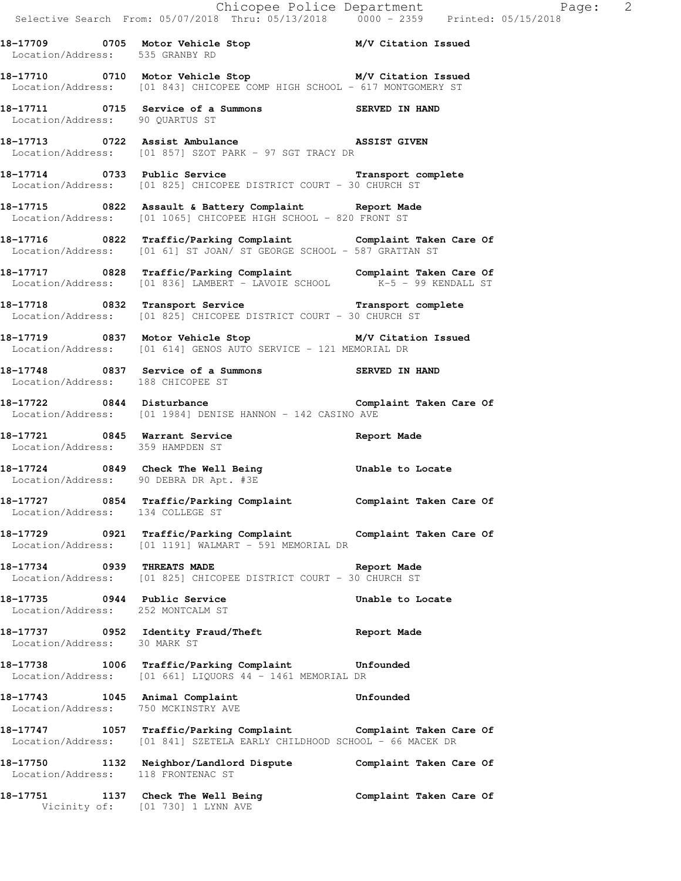**18-17709 0705 Motor Vehicle Stop M/V Citation Issued**
Location/Address: 535 GRANBY RD

**18-17710 0710 Motor Vehicle Stop M/V Citation Issued**
Location/Address: [01 843] CHICOPEE COMP HIGH SCHOOL - 617 MONTGOMERY ST

**18-17711 0715 Service of a Summons SERVED IN HAND**
Location/Address: 90 QUARTUS ST

**18-17713 0722 Assist Ambulance ASSIST GIVEN**
Location/Address: [01 857] SZOT PARK - 97 SGT TRACY DR

**18-17714 0733 Public Service Transport complete**
Location/Address: [01 825] CHICOPEE DISTRICT COURT - 30 CHURCH ST

**18-17715 0822 Assault & Battery Complaint Report Made**
Location/Address: [01 1065] CHICOPEE HIGH SCHOOL - 820 FRONT ST

**18-17716 0822 Traffic/Parking Complaint Complaint Taken Care Of**
Location/Address: [01 61] ST JOAN/ ST GEORGE SCHOOL - 587 GRATTAN ST

**18-17717 0828 Traffic/Parking Complaint Complaint Taken Care Of**
Location/Address: [01 836] LAMBERT - LAVOIE SCHOOL K-5 - 99 KENDALL ST

**18-17718 0832 Transport Service Transport complete**
Location/Address: [01 825] CHICOPEE DISTRICT COURT - 30 CHURCH ST

**18-17719 0837 Motor Vehicle Stop M/V Citation Issued**
Location/Address: [01 614] GENOS AUTO SERVICE - 121 MEMORIAL DR

**18-17748 0837 Service of a Summons SERVED IN HAND**
Location/Address: 188 CHICOPEE ST

**18-17722 0844 Disturbance Complaint Taken Care Of**
Location/Address: [01 1984] DENISE HANNON - 142 CASINO AVE

**18-17721 0845 Warrant Service Report Made**
Location/Address: 359 HAMPDEN ST

**18-17724 0849 Check The Well Being Unable to Locate**
Location/Address: 90 DEBRA DR Apt. #3E

**18-17727 0854 Traffic/Parking Complaint Complaint Taken Care Of**
Location/Address: 134 COLLEGE ST

**18-17729 0921 Traffic/Parking Complaint Complaint Taken Care Of**
Location/Address: [01 1191] WALMART - 591 MEMORIAL DR

**18-17734 0939 THREATS MADE Report Made**
Location/Address: [01 825] CHICOPEE DISTRICT COURT - 30 CHURCH ST

**18-17735 0944 Public Service Unable to Locate**
Location/Address: 252 MONTCALM ST

**18-17737 0952 Identity Fraud/Theft Report Made**
Location/Address: 30 MARK ST

**18-17738 1006 Traffic/Parking Complaint Unfounded**
Location/Address: [01 661] LIQUORS 44 - 1461 MEMORIAL DR

**18-17743 1045 Animal Complaint Unfounded**
Location/Address: 750 MCKINSTRY AVE

**18-17747 1057 Traffic/Parking Complaint Complaint Taken Care Of**
Location/Address: [01 841] SZETELA EARLY CHILDHOOD SCHOOL - 66 MACEK DR

**18-17750 1132 Neighbor/Landlord Dispute Complaint Taken Care Of**
Location/Address: 118 FRONTENAC ST

**18-17751 1137 Check The Well Being Complaint Taken Care Of**
Vicinity of: [01 730] 1 LYNN AVE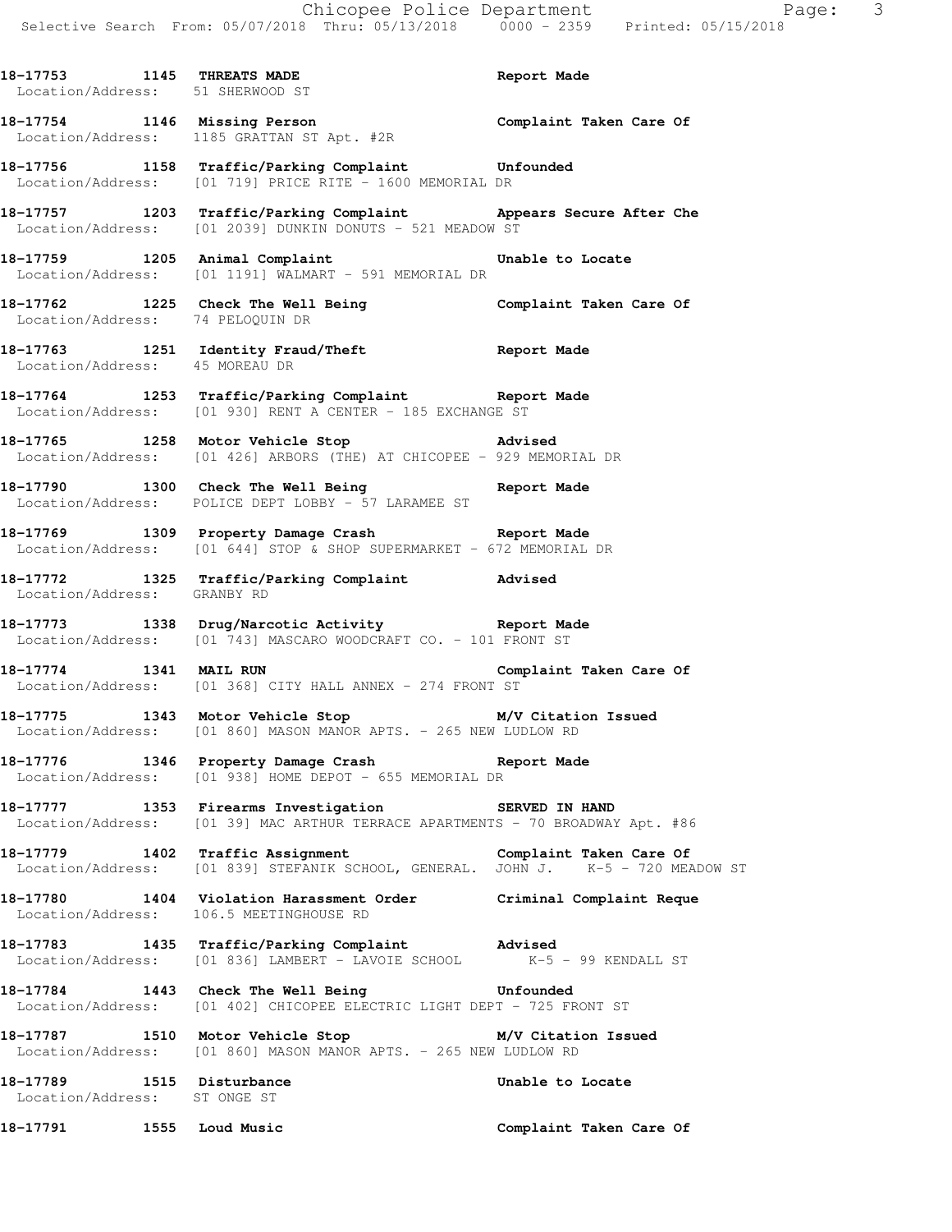18-17753 1145 THREATS MADE Report Made
Location/Address: 51 SHERWOOD ST

18-17754 1146 Missing Person Complaint Taken Care Of
Location/Address: 1185 GRATTAN ST Apt. #2R

18-17756 1158 Traffic/Parking Complaint Unfounded
Location/Address: [01 719] PRICE RITE - 1600 MEMORIAL DR

18-17757 1203 Traffic/Parking Complaint Appears Secure After Che
Location/Address: [01 2039] DUNKIN DONUTS - 521 MEADOW ST

18-17759 1205 Animal Complaint Unable to Locate
Location/Address: [01 1191] WALMART - 591 MEMORIAL DR

18-17762 1225 Check The Well Being Complaint Taken Care Of
Location/Address: 74 PELOQUIN DR

18-17763 1251 Identity Fraud/Theft Report Made
Location/Address: 45 MOREAU DR

18-17764 1253 Traffic/Parking Complaint Report Made
Location/Address: [01 930] RENT A CENTER - 185 EXCHANGE ST

18-17765 1258 Motor Vehicle Stop Advised
Location/Address: [01 426] ARBORS (THE) AT CHICOPEE - 929 MEMORIAL DR

18-17790 1300 Check The Well Being Report Made
Location/Address: POLICE DEPT LOBBY - 57 LARAMEE ST

18-17769 1309 Property Damage Crash Report Made
Location/Address: [01 644] STOP & SHOP SUPERMARKET - 672 MEMORIAL DR

18-17772 1325 Traffic/Parking Complaint Advised
Location/Address: GRANBY RD

18-17773 1338 Drug/Narcotic Activity Report Made
Location/Address: [01 743] MASCARO WOODCRAFT CO. - 101 FRONT ST

18-17774 1341 MAIL RUN Complaint Taken Care Of
Location/Address: [01 368] CITY HALL ANNEX - 274 FRONT ST

18-17775 1343 Motor Vehicle Stop M/V Citation Issued
Location/Address: [01 860] MASON MANOR APTS. - 265 NEW LUDLOW RD

18-17776 1346 Property Damage Crash Report Made
Location/Address: [01 938] HOME DEPOT - 655 MEMORIAL DR

18-17777 1353 Firearms Investigation SERVED IN HAND
Location/Address: [01 39] MAC ARTHUR TERRACE APARTMENTS - 70 BROADWAY Apt. #86

18-17779 1402 Traffic Assignment Complaint Taken Care Of
Location/Address: [01 839] STEFANIK SCHOOL, GENERAL. JOHN J. K-5 - 720 MEADOW ST

18-17780 1404 Violation Harassment Order Criminal Complaint Reque
Location/Address: 106.5 MEETINGHOUSE RD

18-17783 1435 Traffic/Parking Complaint Advised
Location/Address: [01 836] LAMBERT - LAVOIE SCHOOL K-5 - 99 KENDALL ST

18-17784 1443 Check The Well Being Unfounded
Location/Address: [01 402] CHICOPEE ELECTRIC LIGHT DEPT - 725 FRONT ST

18-17787 1510 Motor Vehicle Stop M/V Citation Issued
Location/Address: [01 860] MASON MANOR APTS. - 265 NEW LUDLOW RD

18-17789 1515 Disturbance Unable to Locate
Location/Address: ST ONGE ST

18-17791 1555 Loud Music Complaint Taken Care Of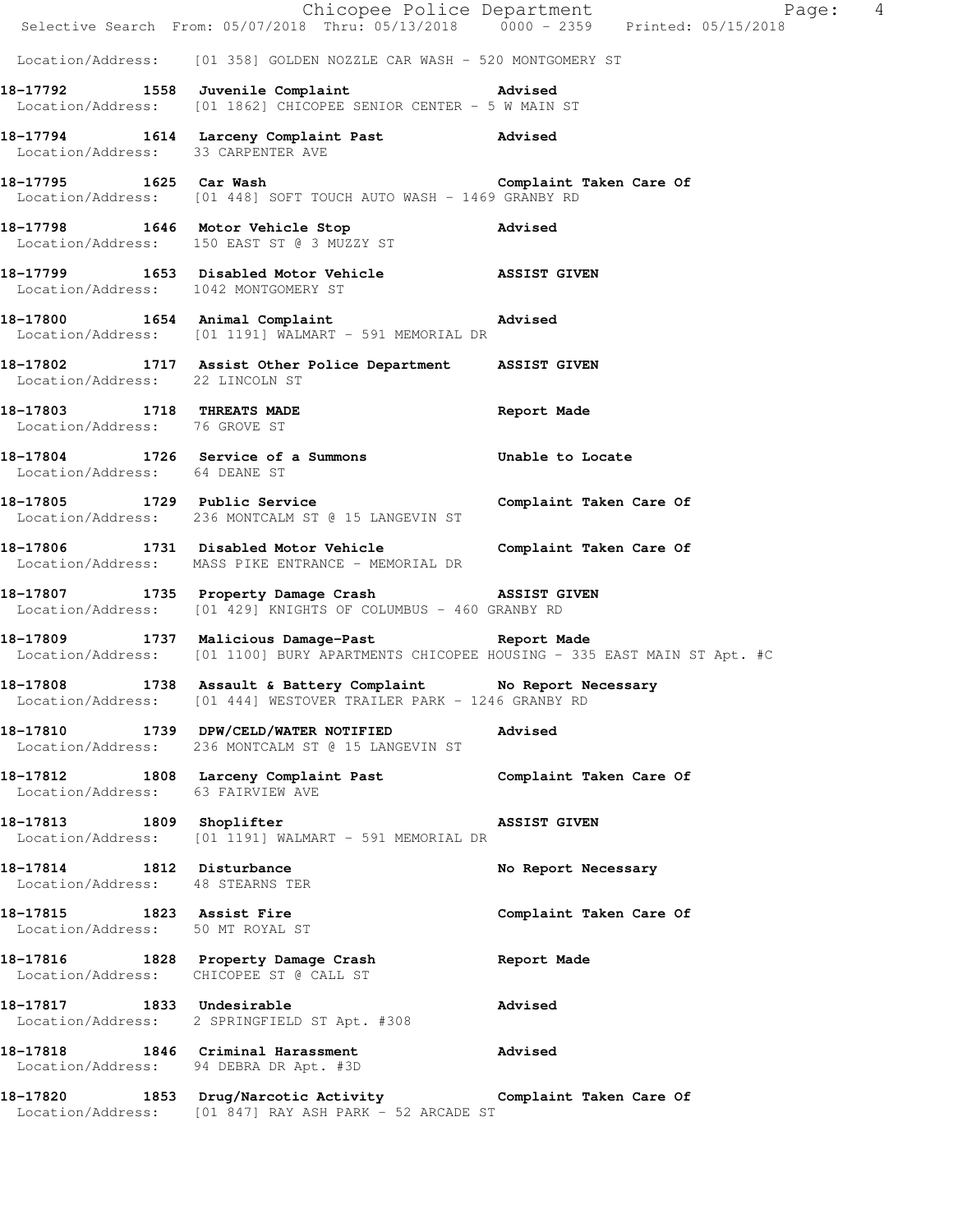Location/Address: [01 358] GOLDEN NOZZLE CAR WASH - 520 MONTGOMERY ST

**18-17792 1558 Juvenile Complaint** Advised
Location/Address: [01 1862] CHICOPEE SENIOR CENTER - 5 W MAIN ST

**18-17794 1614 Larceny Complaint Past** Advised
Location/Address: 33 CARPENTER AVE

**18-17795 1625 Car Wash** Complaint Taken Care Of
Location/Address: [01 448] SOFT TOUCH AUTO WASH - 1469 GRANBY RD

**18-17798 1646 Motor Vehicle Stop** Advised
Location/Address: 150 EAST ST @ 3 MUZZY ST

**18-17799 1653 Disabled Motor Vehicle** ASSIST GIVEN
Location/Address: 1042 MONTGOMERY ST

**18-17800 1654 Animal Complaint** Advised
Location/Address: [01 1191] WALMART - 591 MEMORIAL DR

**18-17802 1717 Assist Other Police Department** ASSIST GIVEN
Location/Address: 22 LINCOLN ST

**18-17803 1718 THREATS MADE** Report Made
Location/Address: 76 GROVE ST

**18-17804 1726 Service of a Summons** Unable to Locate
Location/Address: 64 DEANE ST

**18-17805 1729 Public Service** Complaint Taken Care Of
Location/Address: 236 MONTCALM ST @ 15 LANGEVIN ST

**18-17806 1731 Disabled Motor Vehicle** Complaint Taken Care Of
Location/Address: MASS PIKE ENTRANCE - MEMORIAL DR

**18-17807 1735 Property Damage Crash** ASSIST GIVEN
Location/Address: [01 429] KNIGHTS OF COLUMBUS - 460 GRANBY RD

**18-17809 1737 Malicious Damage-Past** Report Made
Location/Address: [01 1100] BURY APARTMENTS CHICOPEE HOUSING - 335 EAST MAIN ST Apt. #C

**18-17808 1738 Assault & Battery Complaint** No Report Necessary
Location/Address: [01 444] WESTOVER TRAILER PARK - 1246 GRANBY RD

**18-17810 1739 DPW/CELD/WATER NOTIFIED** Advised
Location/Address: 236 MONTCALM ST @ 15 LANGEVIN ST

**18-17812 1808 Larceny Complaint Past** Complaint Taken Care Of
Location/Address: 63 FAIRVIEW AVE

**18-17813 1809 Shoplifter** ASSIST GIVEN
Location/Address: [01 1191] WALMART - 591 MEMORIAL DR

**18-17814 1812 Disturbance** No Report Necessary
Location/Address: 48 STEARNS TER

**18-17815 1823 Assist Fire** Complaint Taken Care Of
Location/Address: 50 MT ROYAL ST

**18-17816 1828 Property Damage Crash** Report Made
Location/Address: CHICOPEE ST @ CALL ST

**18-17817 1833 Undesirable** Advised
Location/Address: 2 SPRINGFIELD ST Apt. #308

**18-17818 1846 Criminal Harassment** Advised
Location/Address: 94 DEBRA DR Apt. #3D

**18-17820 1853 Drug/Narcotic Activity** Complaint Taken Care Of
Location/Address: [01 847] RAY ASH PARK - 52 ARCADE ST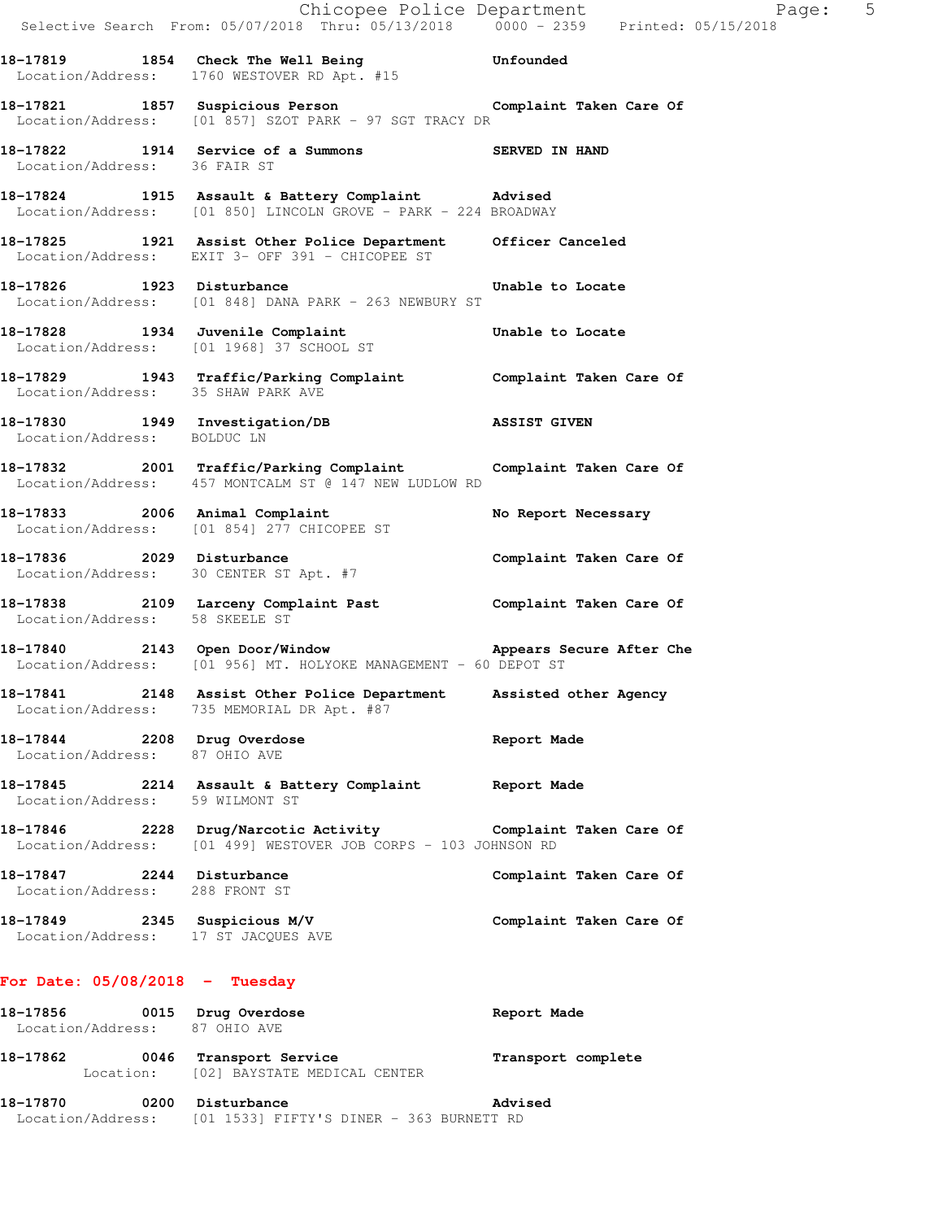18-17819 1854 Check The Well Being Unfounded
Location/Address: 1760 WESTOVER RD Apt. #15

18-17821 1857 Suspicious Person Complaint Taken Care Of
Location/Address: [01 857] SZOT PARK - 97 SGT TRACY DR

18-17822 1914 Service of a Summons SERVED IN HAND
Location/Address: 36 FAIR ST

18-17824 1915 Assault & Battery Complaint Advised
Location/Address: [01 850] LINCOLN GROVE - PARK - 224 BROADWAY

18-17825 1921 Assist Other Police Department Officer Canceled
Location/Address: EXIT 3- OFF 391 - CHICOPEE ST

18-17826 1923 Disturbance Unable to Locate
Location/Address: [01 848] DANA PARK - 263 NEWBURY ST

18-17828 1934 Juvenile Complaint Unable to Locate
Location/Address: [01 1968] 37 SCHOOL ST

18-17829 1943 Traffic/Parking Complaint Complaint Taken Care Of
Location/Address: 35 SHAW PARK AVE

18-17830 1949 Investigation/DB ASSIST GIVEN
Location/Address: BOLDUC LN

18-17832 2001 Traffic/Parking Complaint Complaint Taken Care Of
Location/Address: 457 MONTCALM ST @ 147 NEW LUDLOW RD

18-17833 2006 Animal Complaint No Report Necessary
Location/Address: [01 854] 277 CHICOPEE ST

18-17836 2029 Disturbance Complaint Taken Care Of
Location/Address: 30 CENTER ST Apt. #7

18-17838 2109 Larceny Complaint Past Complaint Taken Care Of
Location/Address: 58 SKEELE ST

18-17840 2143 Open Door/Window Appears Secure After Che
Location/Address: [01 956] MT. HOLYOKE MANAGEMENT - 60 DEPOT ST

18-17841 2148 Assist Other Police Department Assisted other Agency
Location/Address: 735 MEMORIAL DR Apt. #87

18-17844 2208 Drug Overdose Report Made
Location/Address: 87 OHIO AVE

18-17845 2214 Assault & Battery Complaint Report Made
Location/Address: 59 WILMONT ST

18-17846 2228 Drug/Narcotic Activity Complaint Taken Care Of
Location/Address: [01 499] WESTOVER JOB CORPS - 103 JOHNSON RD

18-17847 2244 Disturbance Complaint Taken Care Of
Location/Address: 288 FRONT ST

18-17849 2345 Suspicious M/V Complaint Taken Care Of
Location/Address: 17 ST JACQUES AVE

**For Date: 05/08/2018 - Tuesday**

18-17856 0015 Drug Overdose Report Made
Location/Address: 87 OHIO AVE

18-17862 0046 Transport Service Transport complete
Location: [02] BAYSTATE MEDICAL CENTER

18-17870 0200 Disturbance Advised
Location/Address: [01 1533] FIFTY'S DINER - 363 BURNETT RD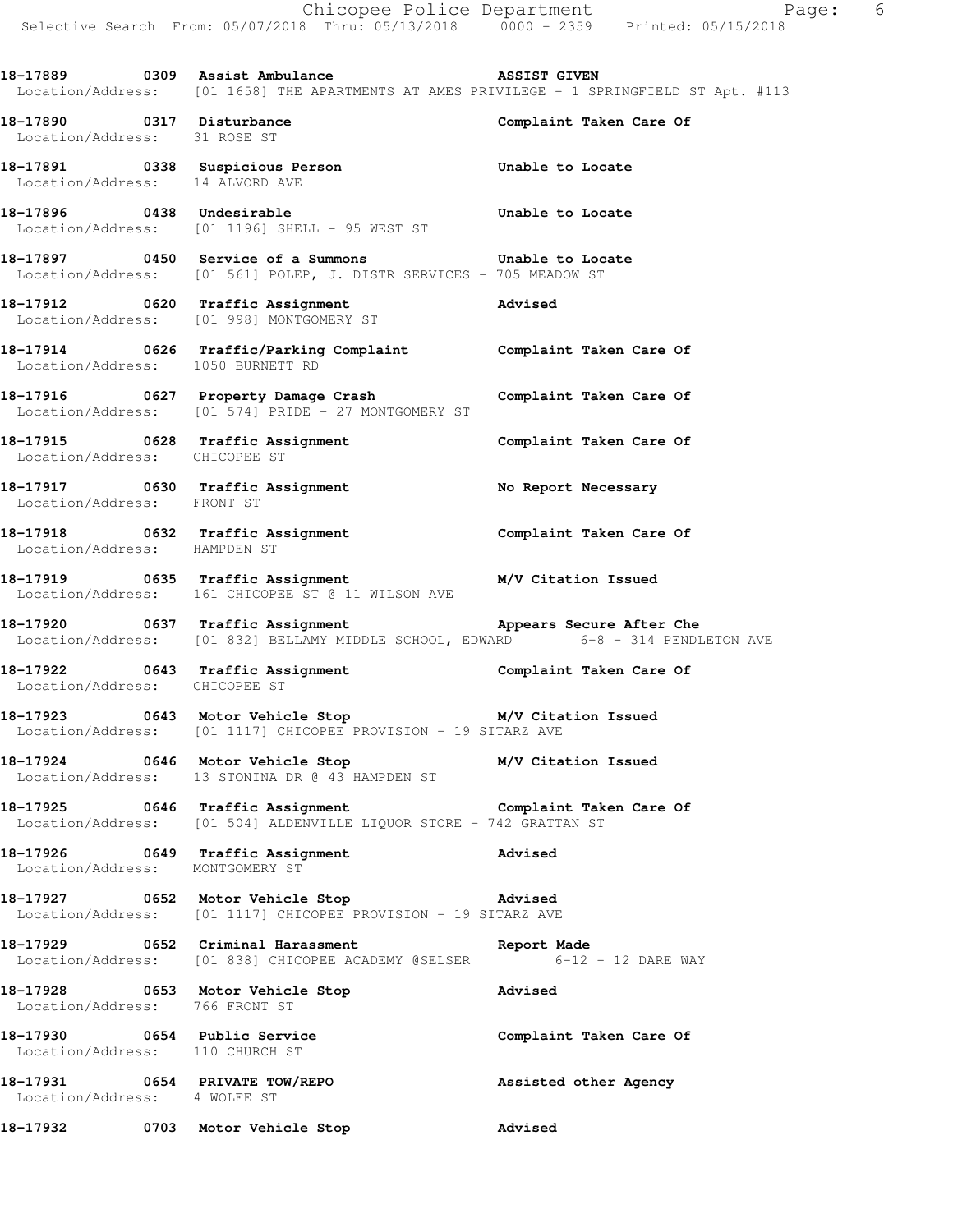**18-17889 0309 Assist Ambulance** **ASSIST GIVEN**
Location/Address: [01 1658] THE APARTMENTS AT AMES PRIVILEGE - 1 SPRINGFIELD ST Apt. #113

**18-17890 0317 Disturbance** **Complaint Taken Care Of**
Location/Address: 31 ROSE ST

**18-17891 0338 Suspicious Person** **Unable to Locate**
Location/Address: 14 ALVORD AVE

**18-17896 0438 Undesirable** **Unable to Locate**
Location/Address: [01 1196] SHELL - 95 WEST ST

**18-17897 0450 Service of a Summons** **Unable to Locate**
Location/Address: [01 561] POLEP, J. DISTR SERVICES - 705 MEADOW ST

**18-17912 0620 Traffic Assignment** **Advised**
Location/Address: [01 998] MONTGOMERY ST

**18-17914 0626 Traffic/Parking Complaint** **Complaint Taken Care Of**
Location/Address: 1050 BURNETT RD

**18-17916 0627 Property Damage Crash** **Complaint Taken Care Of**
Location/Address: [01 574] PRIDE - 27 MONTGOMERY ST

**18-17915 0628 Traffic Assignment** **Complaint Taken Care Of**
Location/Address: CHICOPEE ST

**18-17917 0630 Traffic Assignment** **No Report Necessary**
Location/Address: FRONT ST

**18-17918 0632 Traffic Assignment** **Complaint Taken Care Of**
Location/Address: HAMPDEN ST

**18-17919 0635 Traffic Assignment** **M/V Citation Issued**
Location/Address: 161 CHICOPEE ST @ 11 WILSON AVE

**18-17920 0637 Traffic Assignment** **Appears Secure After Che**
Location/Address: [01 832] BELLAMY MIDDLE SCHOOL, EDWARD 6-8 - 314 PENDLETON AVE

**18-17922 0643 Traffic Assignment** **Complaint Taken Care Of**
Location/Address: CHICOPEE ST

**18-17923 0643 Motor Vehicle Stop** **M/V Citation Issued**
Location/Address: [01 1117] CHICOPEE PROVISION - 19 SITARZ AVE

**18-17924 0646 Motor Vehicle Stop** **M/V Citation Issued**
Location/Address: 13 STONINA DR @ 43 HAMPDEN ST

**18-17925 0646 Traffic Assignment** **Complaint Taken Care Of**
Location/Address: [01 504] ALDENVILLE LIQUOR STORE - 742 GRATTAN ST

**18-17926 0649 Traffic Assignment** **Advised**
Location/Address: MONTGOMERY ST

**18-17927 0652 Motor Vehicle Stop** **Advised**
Location/Address: [01 1117] CHICOPEE PROVISION - 19 SITARZ AVE

**18-17929 0652 Criminal Harassment** **Report Made**
Location/Address: [01 838] CHICOPEE ACADEMY @SELSER 6-12 - 12 DARE WAY

**18-17928 0653 Motor Vehicle Stop** **Advised**
Location/Address: 766 FRONT ST

**18-17930 0654 Public Service** **Complaint Taken Care Of**
Location/Address: 110 CHURCH ST

**18-17931 0654 PRIVATE TOW/REPO** **Assisted other Agency**
Location/Address: 4 WOLFE ST

**18-17932 0703 Motor Vehicle Stop** **Advised**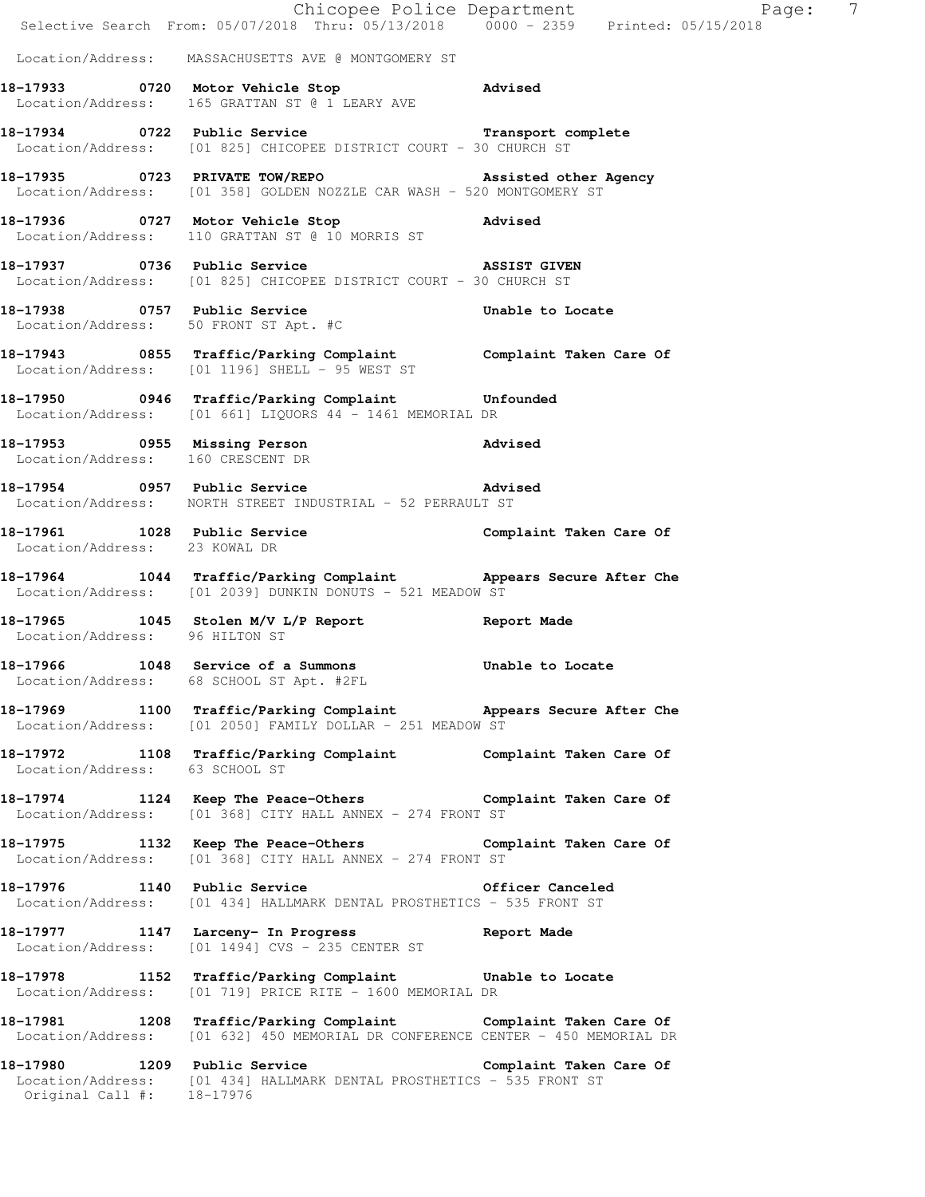Location/Address: MASSACHUSETTS AVE @ MONTGOMERY ST

**18-17933 0720 Motor Vehicle Stop** Advised
Location/Address: 165 GRATTAN ST @ 1 LEARY AVE

**18-17934 0722 Public Service** Transport complete
Location/Address: [01 825] CHICOPEE DISTRICT COURT - 30 CHURCH ST

**18-17935 0723 PRIVATE TOW/REPO** Assisted other Agency
Location/Address: [01 358] GOLDEN NOZZLE CAR WASH - 520 MONTGOMERY ST

**18-17936 0727 Motor Vehicle Stop** Advised
Location/Address: 110 GRATTAN ST @ 10 MORRIS ST

**18-17937 0736 Public Service** ASSIST GIVEN
Location/Address: [01 825] CHICOPEE DISTRICT COURT - 30 CHURCH ST

**18-17938 0757 Public Service** Unable to Locate
Location/Address: 50 FRONT ST Apt. #C

**18-17943 0855 Traffic/Parking Complaint** Complaint Taken Care Of
Location/Address: [01 1196] SHELL - 95 WEST ST

**18-17950 0946 Traffic/Parking Complaint** Unfounded
Location/Address: [01 661] LIQUORS 44 - 1461 MEMORIAL DR

**18-17953 0955 Missing Person** Advised
Location/Address: 160 CRESCENT DR

**18-17954 0957 Public Service** Advised
Location/Address: NORTH STREET INDUSTRIAL - 52 PERRAULT ST

**18-17961 1028 Public Service** Complaint Taken Care Of
Location/Address: 23 KOWAL DR

**18-17964 1044 Traffic/Parking Complaint** Appears Secure After Che
Location/Address: [01 2039] DUNKIN DONUTS - 521 MEADOW ST

**18-17965 1045 Stolen M/V L/P Report** Report Made
Location/Address: 96 HILTON ST

**18-17966 1048 Service of a Summons** Unable to Locate
Location/Address: 68 SCHOOL ST Apt. #2FL

**18-17969 1100 Traffic/Parking Complaint** Appears Secure After Che
Location/Address: [01 2050] FAMILY DOLLAR - 251 MEADOW ST

**18-17972 1108 Traffic/Parking Complaint** Complaint Taken Care Of
Location/Address: 63 SCHOOL ST

**18-17974 1124 Keep The Peace-Others** Complaint Taken Care Of
Location/Address: [01 368] CITY HALL ANNEX - 274 FRONT ST

**18-17975 1132 Keep The Peace-Others** Complaint Taken Care Of
Location/Address: [01 368] CITY HALL ANNEX - 274 FRONT ST

**18-17976 1140 Public Service** Officer Canceled
Location/Address: [01 434] HALLMARK DENTAL PROSTHETICS - 535 FRONT ST

**18-17977 1147 Larceny- In Progress** Report Made
Location/Address: [01 1494] CVS - 235 CENTER ST

**18-17978 1152 Traffic/Parking Complaint** Unable to Locate
Location/Address: [01 719] PRICE RITE - 1600 MEMORIAL DR

**18-17981 1208 Traffic/Parking Complaint** Complaint Taken Care Of
Location/Address: [01 632] 450 MEMORIAL DR CONFERENCE CENTER - 450 MEMORIAL DR

**18-17980 1209 Public Service** Complaint Taken Care Of
Location/Address: [01 434] HALLMARK DENTAL PROSTHETICS - 535 FRONT ST
Original Call #: 18-17976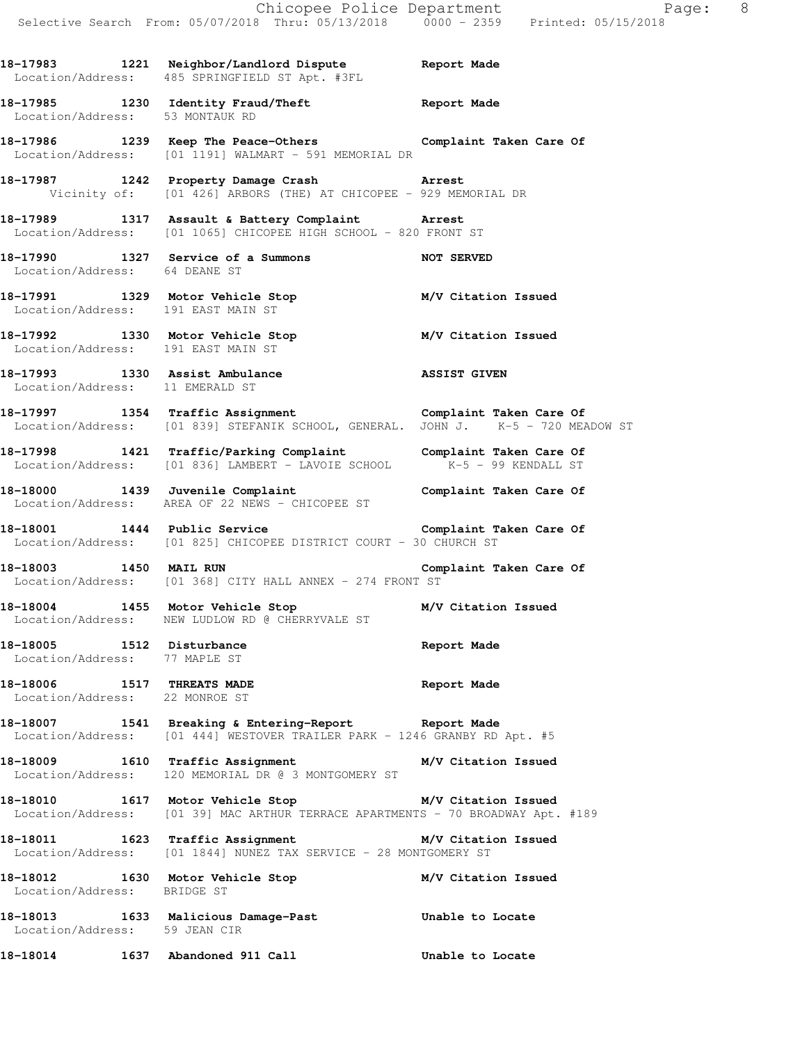**18-17983 1221 Neighbor/Landlord Dispute Report Made**
Location/Address: 485 SPRINGFIELD ST Apt. #3FL

**18-17985 1230 Identity Fraud/Theft Report Made**
Location/Address: 53 MONTAUK RD

**18-17986 1239 Keep The Peace-Others Complaint Taken Care Of**
Location/Address: [01 1191] WALMART - 591 MEMORIAL DR

**18-17987 1242 Property Damage Crash Arrest**
Vicinity of: [01 426] ARBORS (THE) AT CHICOPEE - 929 MEMORIAL DR

**18-17989 1317 Assault & Battery Complaint Arrest**
Location/Address: [01 1065] CHICOPEE HIGH SCHOOL - 820 FRONT ST

**18-17990 1327 Service of a Summons NOT SERVED**
Location/Address: 64 DEANE ST

**18-17991 1329 Motor Vehicle Stop M/V Citation Issued**
Location/Address: 191 EAST MAIN ST

**18-17992 1330 Motor Vehicle Stop M/V Citation Issued**
Location/Address: 191 EAST MAIN ST

**18-17993 1330 Assist Ambulance ASSIST GIVEN**
Location/Address: 11 EMERALD ST

**18-17997 1354 Traffic Assignment Complaint Taken Care Of**
Location/Address: [01 839] STEFANIK SCHOOL, GENERAL. JOHN J. K-5 - 720 MEADOW ST

**18-17998 1421 Traffic/Parking Complaint Complaint Taken Care Of**
Location/Address: [01 836] LAMBERT - LAVOIE SCHOOL K-5 - 99 KENDALL ST

**18-18000 1439 Juvenile Complaint Complaint Taken Care Of**
Location/Address: AREA OF 22 NEWS - CHICOPEE ST

**18-18001 1444 Public Service Complaint Taken Care Of**
Location/Address: [01 825] CHICOPEE DISTRICT COURT - 30 CHURCH ST

**18-18003 1450 MAIL RUN Complaint Taken Care Of**
Location/Address: [01 368] CITY HALL ANNEX - 274 FRONT ST

**18-18004 1455 Motor Vehicle Stop M/V Citation Issued**
Location/Address: NEW LUDLOW RD @ CHERRYVALE ST

**18-18005 1512 Disturbance Report Made**
Location/Address: 77 MAPLE ST

**18-18006 1517 THREATS MADE Report Made**
Location/Address: 22 MONROE ST

**18-18007 1541 Breaking & Entering-Report Report Made**
Location/Address: [01 444] WESTOVER TRAILER PARK - 1246 GRANBY RD Apt. #5

**18-18009 1610 Traffic Assignment M/V Citation Issued**
Location/Address: 120 MEMORIAL DR @ 3 MONTGOMERY ST

**18-18010 1617 Motor Vehicle Stop M/V Citation Issued**
Location/Address: [01 39] MAC ARTHUR TERRACE APARTMENTS - 70 BROADWAY Apt. #189

**18-18011 1623 Traffic Assignment M/V Citation Issued**
Location/Address: [01 1844] NUNEZ TAX SERVICE - 28 MONTGOMERY ST

**18-18012 1630 Motor Vehicle Stop M/V Citation Issued**
Location/Address: BRIDGE ST

**18-18013 1633 Malicious Damage-Past Unable to Locate**
Location/Address: 59 JEAN CIR

**18-18014 1637 Abandoned 911 Call Unable to Locate**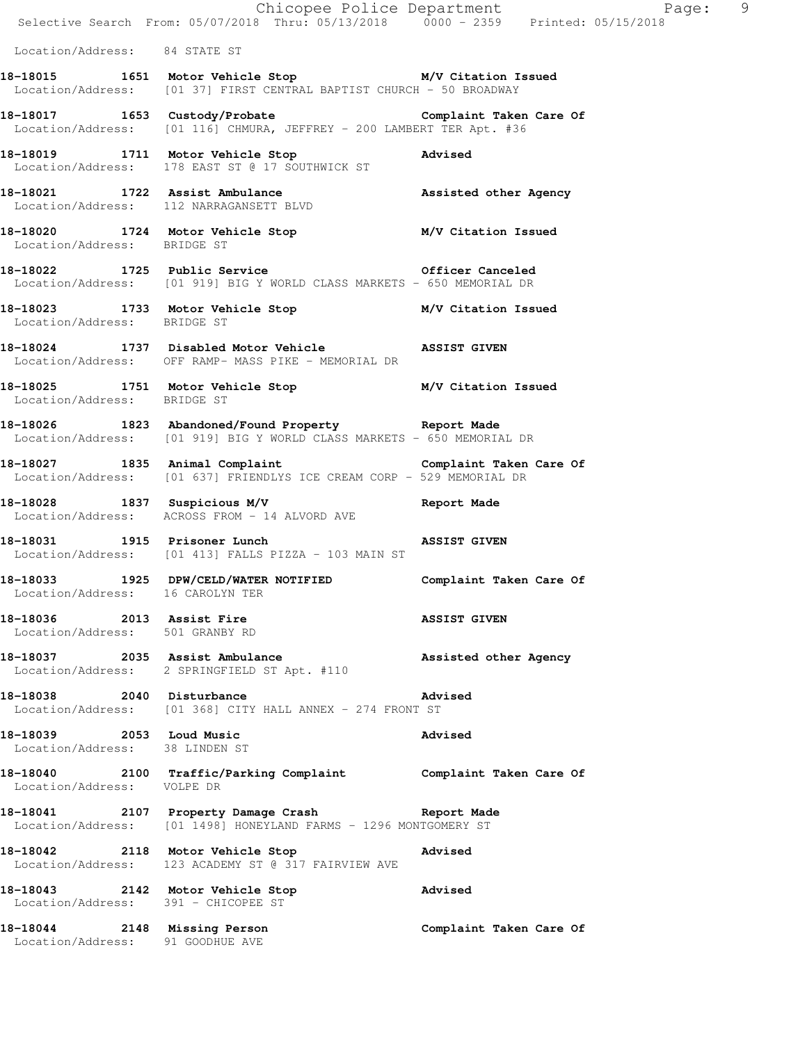Location/Address: 84 STATE ST

**18-18015 1651 Motor Vehicle Stop M/V Citation Issued**
Location/Address: [01 37] FIRST CENTRAL BAPTIST CHURCH - 50 BROADWAY

**18-18017 1653 Custody/Probate Complaint Taken Care Of**
Location/Address: [01 116] CHMURA, JEFFREY - 200 LAMBERT TER Apt. #36

**18-18019 1711 Motor Vehicle Stop Advised**
Location/Address: 178 EAST ST @ 17 SOUTHWICK ST

**18-18021 1722 Assist Ambulance Assisted other Agency**
Location/Address: 112 NARRAGANSETT BLVD

**18-18020 1724 Motor Vehicle Stop M/V Citation Issued**
Location/Address: BRIDGE ST

**18-18022 1725 Public Service Officer Canceled**
Location/Address: [01 919] BIG Y WORLD CLASS MARKETS - 650 MEMORIAL DR

**18-18023 1733 Motor Vehicle Stop M/V Citation Issued**
Location/Address: BRIDGE ST

**18-18024 1737 Disabled Motor Vehicle ASSIST GIVEN**
Location/Address: OFF RAMP- MASS PIKE - MEMORIAL DR

**18-18025 1751 Motor Vehicle Stop M/V Citation Issued**
Location/Address: BRIDGE ST

**18-18026 1823 Abandoned/Found Property Report Made**
Location/Address: [01 919] BIG Y WORLD CLASS MARKETS - 650 MEMORIAL DR

**18-18027 1835 Animal Complaint Complaint Taken Care Of**
Location/Address: [01 637] FRIENDLYS ICE CREAM CORP - 529 MEMORIAL DR

**18-18028 1837 Suspicious M/V Report Made**
Location/Address: ACROSS FROM - 14 ALVORD AVE

**18-18031 1915 Prisoner Lunch ASSIST GIVEN**
Location/Address: [01 413] FALLS PIZZA - 103 MAIN ST

**18-18033 1925 DPW/CELD/WATER NOTIFIED Complaint Taken Care Of**
Location/Address: 16 CAROLYN TER

**18-18036 2013 Assist Fire ASSIST GIVEN**
Location/Address: 501 GRANBY RD

**18-18037 2035 Assist Ambulance Assisted other Agency**
Location/Address: 2 SPRINGFIELD ST Apt. #110

**18-18038 2040 Disturbance Advised**
Location/Address: [01 368] CITY HALL ANNEX - 274 FRONT ST

**18-18039 2053 Loud Music Advised**
Location/Address: 38 LINDEN ST

**18-18040 2100 Traffic/Parking Complaint Complaint Taken Care Of**
Location/Address: VOLPE DR

**18-18041 2107 Property Damage Crash Report Made**
Location/Address: [01 1498] HONEYLAND FARMS - 1296 MONTGOMERY ST

**18-18042 2118 Motor Vehicle Stop Advised**
Location/Address: 123 ACADEMY ST @ 317 FAIRVIEW AVE

**18-18043 2142 Motor Vehicle Stop Advised**
Location/Address: 391 - CHICOPEE ST

**18-18044 2148 Missing Person Complaint Taken Care Of**
Location/Address: 91 GOODHUE AVE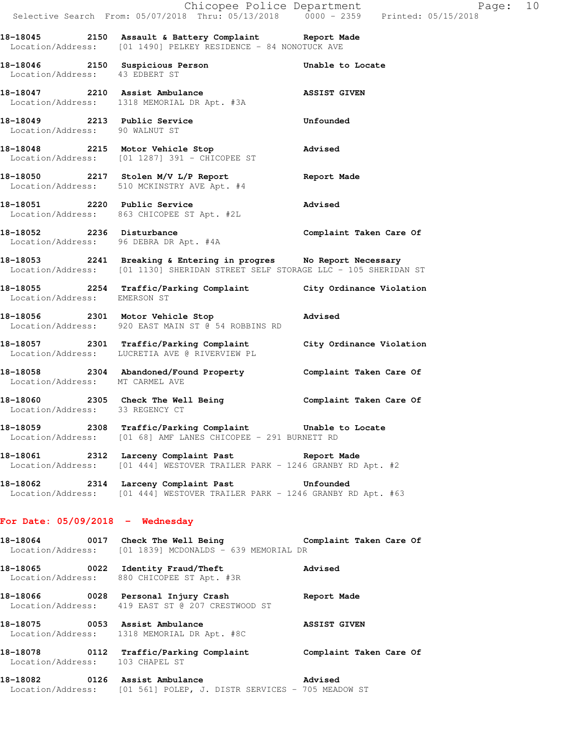18-18045 2150 Assault & Battery Complaint Report Made
Location/Address: [01 1490] PELKEY RESIDENCE - 84 NONOTUCK AVE

18-18046 2150 Suspicious Person Unable to Locate
Location/Address: 43 EDBERT ST

18-18047 2210 Assist Ambulance ASSIST GIVEN
Location/Address: 1318 MEMORIAL DR Apt. #3A

18-18049 2213 Public Service Unfounded
Location/Address: 90 WALNUT ST

18-18048 2215 Motor Vehicle Stop Advised
Location/Address: [01 1287] 391 - CHICOPEE ST

18-18050 2217 Stolen M/V L/P Report Report Made
Location/Address: 510 MCKINSTRY AVE Apt. #4

18-18051 2220 Public Service Advised
Location/Address: 863 CHICOPEE ST Apt. #2L

18-18052 2236 Disturbance Complaint Taken Care Of
Location/Address: 96 DEBRA DR Apt. #4A

18-18053 2241 Breaking & Entering in progres No Report Necessary
Location/Address: [01 1130] SHERIDAN STREET SELF STORAGE LLC - 105 SHERIDAN ST

18-18055 2254 Traffic/Parking Complaint City Ordinance Violation
Location/Address: EMERSON ST

18-18056 2301 Motor Vehicle Stop Advised
Location/Address: 920 EAST MAIN ST @ 54 ROBBINS RD

18-18057 2301 Traffic/Parking Complaint City Ordinance Violation
Location/Address: LUCRETIA AVE @ RIVERVIEW PL

18-18058 2304 Abandoned/Found Property Complaint Taken Care Of
Location/Address: MT CARMEL AVE

18-18060 2305 Check The Well Being Complaint Taken Care Of
Location/Address: 33 REGENCY CT

18-18059 2308 Traffic/Parking Complaint Unable to Locate
Location/Address: [01 68] AMF LANES CHICOPEE - 291 BURNETT RD

18-18061 2312 Larceny Complaint Past Report Made
Location/Address: [01 444] WESTOVER TRAILER PARK - 1246 GRANBY RD Apt. #2

18-18062 2314 Larceny Complaint Past Unfounded
Location/Address: [01 444] WESTOVER TRAILER PARK - 1246 GRANBY RD Apt. #63

**For Date: 05/09/2018 - Wednesday**

18-18064 0017 Check The Well Being Complaint Taken Care Of
Location/Address: [01 1839] MCDONALDS - 639 MEMORIAL DR

18-18065 0022 Identity Fraud/Theft Advised
Location/Address: 880 CHICOPEE ST Apt. #3R

18-18066 0028 Personal Injury Crash Report Made
Location/Address: 419 EAST ST @ 207 CRESTWOOD ST

18-18075 0053 Assist Ambulance ASSIST GIVEN
Location/Address: 1318 MEMORIAL DR Apt. #8C

18-18078 0112 Traffic/Parking Complaint Complaint Taken Care Of
Location/Address: 103 CHAPEL ST

18-18082 0126 Assist Ambulance Advised
Location/Address: [01 561] POLEP, J. DISTR SERVICES - 705 MEADOW ST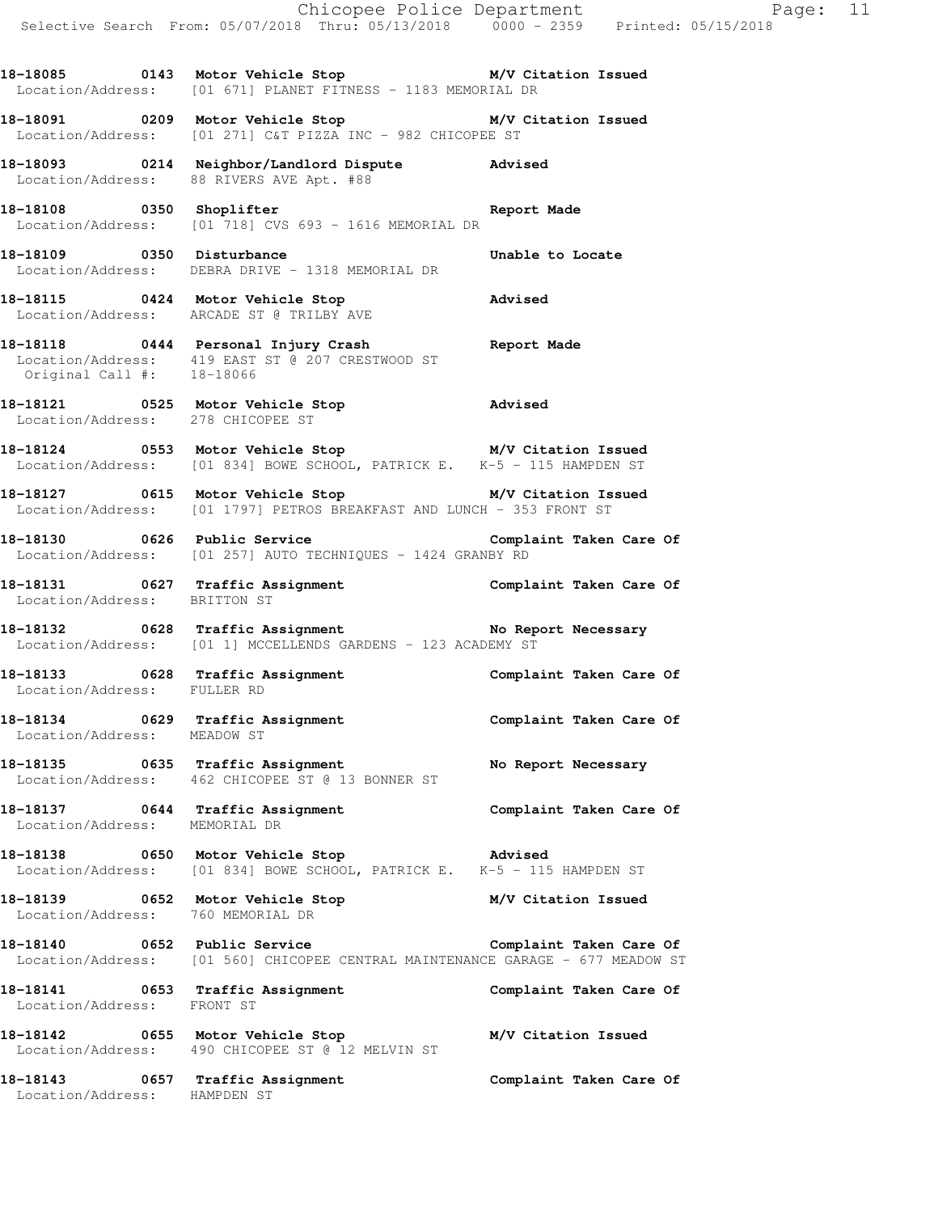**18-18085 0143 Motor Vehicle Stop M/V Citation Issued**
Location/Address: [01 671] PLANET FITNESS - 1183 MEMORIAL DR

**18-18091 0209 Motor Vehicle Stop M/V Citation Issued**
Location/Address: [01 271] C&T PIZZA INC - 982 CHICOPEE ST

**18-18093 0214 Neighbor/Landlord Dispute Advised**
Location/Address: 88 RIVERS AVE Apt. #88

**18-18108 0350 Shoplifter Report Made**
Location/Address: [01 718] CVS 693 - 1616 MEMORIAL DR

**18-18109 0350 Disturbance Unable to Locate**
Location/Address: DEBRA DRIVE - 1318 MEMORIAL DR

**18-18115 0424 Motor Vehicle Stop Advised**
Location/Address: ARCADE ST @ TRILBY AVE

**18-18118 0444 Personal Injury Crash Report Made**
Location/Address: 419 EAST ST @ 207 CRESTWOOD ST
Original Call #: 18-18066

**18-18121 0525 Motor Vehicle Stop Advised**
Location/Address: 278 CHICOPEE ST

**18-18124 0553 Motor Vehicle Stop M/V Citation Issued**
Location/Address: [01 834] BOWE SCHOOL, PATRICK E. K-5 - 115 HAMPDEN ST

**18-18127 0615 Motor Vehicle Stop M/V Citation Issued**
Location/Address: [01 1797] PETROS BREAKFAST AND LUNCH - 353 FRONT ST

**18-18130 0626 Public Service Complaint Taken Care Of**
Location/Address: [01 257] AUTO TECHNIQUES - 1424 GRANBY RD

**18-18131 0627 Traffic Assignment Complaint Taken Care Of**
Location/Address: BRITTON ST

**18-18132 0628 Traffic Assignment No Report Necessary**
Location/Address: [01 1] MCCELLENDS GARDENS - 123 ACADEMY ST

**18-18133 0628 Traffic Assignment Complaint Taken Care Of**
Location/Address: FULLER RD

**18-18134 0629 Traffic Assignment Complaint Taken Care Of**
Location/Address: MEADOW ST

**18-18135 0635 Traffic Assignment No Report Necessary**
Location/Address: 462 CHICOPEE ST @ 13 BONNER ST

**18-18137 0644 Traffic Assignment Complaint Taken Care Of**
Location/Address: MEMORIAL DR

**18-18138 0650 Motor Vehicle Stop Advised**
Location/Address: [01 834] BOWE SCHOOL, PATRICK E. K-5 - 115 HAMPDEN ST

**18-18139 0652 Motor Vehicle Stop M/V Citation Issued**
Location/Address: 760 MEMORIAL DR

**18-18140 0652 Public Service Complaint Taken Care Of**
Location/Address: [01 560] CHICOPEE CENTRAL MAINTENANCE GARAGE - 677 MEADOW ST

**18-18141 0653 Traffic Assignment Complaint Taken Care Of**
Location/Address: FRONT ST

**18-18142 0655 Motor Vehicle Stop M/V Citation Issued**
Location/Address: 490 CHICOPEE ST @ 12 MELVIN ST

**18-18143 0657 Traffic Assignment Complaint Taken Care Of**
Location/Address: HAMPDEN ST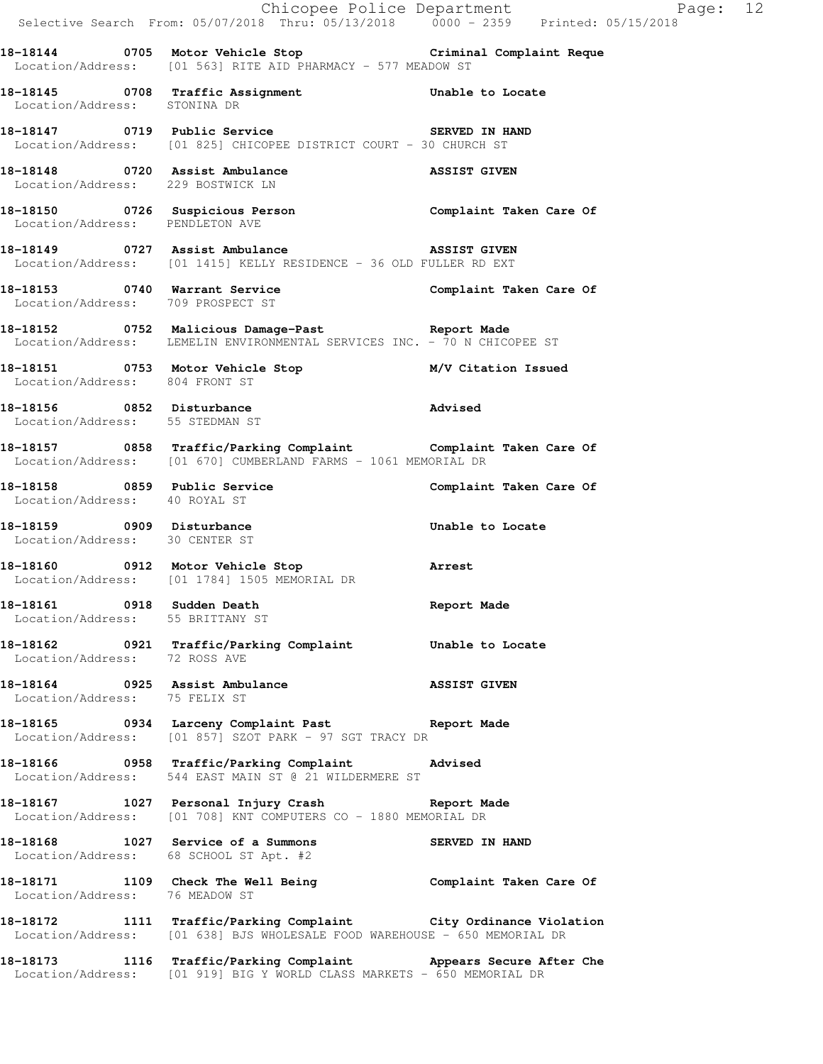**18-18144 0705 Motor Vehicle Stop Criminal Complaint Reque**
Location/Address: [01 563] RITE AID PHARMACY - 577 MEADOW ST

**18-18145 0708 Traffic Assignment Unable to Locate**
Location/Address: STONINA DR

**18-18147 0719 Public Service SERVED IN HAND**
Location/Address: [01 825] CHICOPEE DISTRICT COURT - 30 CHURCH ST

**18-18148 0720 Assist Ambulance ASSIST GIVEN**
Location/Address: 229 BOSTWICK LN

**18-18150 0726 Suspicious Person Complaint Taken Care Of**
Location/Address: PENDLETON AVE

**18-18149 0727 Assist Ambulance ASSIST GIVEN**
Location/Address: [01 1415] KELLY RESIDENCE - 36 OLD FULLER RD EXT

**18-18153 0740 Warrant Service Complaint Taken Care Of**
Location/Address: 709 PROSPECT ST

**18-18152 0752 Malicious Damage-Past Report Made**
Location/Address: LEMELIN ENVIRONMENTAL SERVICES INC. - 70 N CHICOPEE ST

**18-18151 0753 Motor Vehicle Stop M/V Citation Issued**
Location/Address: 804 FRONT ST

**18-18156 0852 Disturbance Advised**
Location/Address: 55 STEDMAN ST

**18-18157 0858 Traffic/Parking Complaint Complaint Taken Care Of**
Location/Address: [01 670] CUMBERLAND FARMS - 1061 MEMORIAL DR

**18-18158 0859 Public Service Complaint Taken Care Of**
Location/Address: 40 ROYAL ST

**18-18159 0909 Disturbance Unable to Locate**
Location/Address: 30 CENTER ST

**18-18160 0912 Motor Vehicle Stop Arrest**
Location/Address: [01 1784] 1505 MEMORIAL DR

**18-18161 0918 Sudden Death Report Made**
Location/Address: 55 BRITTANY ST

**18-18162 0921 Traffic/Parking Complaint Unable to Locate**
Location/Address: 72 ROSS AVE

**18-18164 0925 Assist Ambulance ASSIST GIVEN**
Location/Address: 75 FELIX ST

**18-18165 0934 Larceny Complaint Past Report Made**
Location/Address: [01 857] SZOT PARK - 97 SGT TRACY DR

**18-18166 0958 Traffic/Parking Complaint Advised**
Location/Address: 544 EAST MAIN ST @ 21 WILDERMERE ST

**18-18167 1027 Personal Injury Crash Report Made**
Location/Address: [01 708] KNT COMPUTERS CO - 1880 MEMORIAL DR

**18-18168 1027 Service of a Summons SERVED IN HAND**
Location/Address: 68 SCHOOL ST Apt. #2

**18-18171 1109 Check The Well Being Complaint Taken Care Of**
Location/Address: 76 MEADOW ST

**18-18172 1111 Traffic/Parking Complaint City Ordinance Violation**
Location/Address: [01 638] BJS WHOLESALE FOOD WAREHOUSE - 650 MEMORIAL DR

**18-18173 1116 Traffic/Parking Complaint Appears Secure After Che**
Location/Address: [01 919] BIG Y WORLD CLASS MARKETS - 650 MEMORIAL DR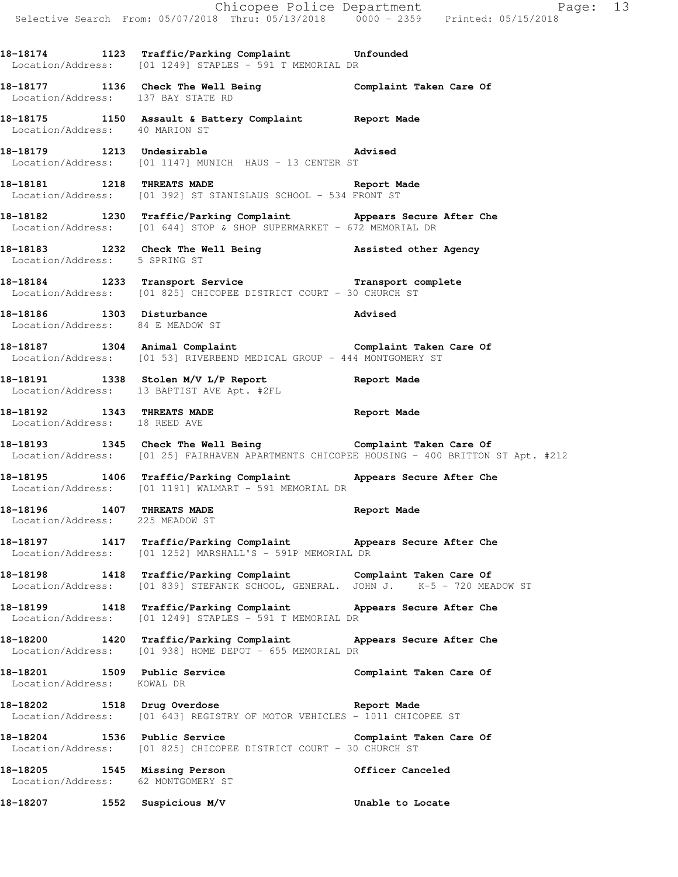18-18174 1123 Traffic/Parking Complaint Unfounded
Location/Address: [01 1249] STAPLES - 591 T MEMORIAL DR

18-18177 1136 Check The Well Being Complaint Taken Care Of
Location/Address: 137 BAY STATE RD

18-18175 1150 Assault & Battery Complaint Report Made
Location/Address: 40 MARION ST

18-18179 1213 Undesirable Advised
Location/Address: [01 1147] MUNICH HAUS - 13 CENTER ST

18-18181 1218 THREATS MADE Report Made
Location/Address: [01 392] ST STANISLAUS SCHOOL - 534 FRONT ST

18-18182 1230 Traffic/Parking Complaint Appears Secure After Che
Location/Address: [01 644] STOP & SHOP SUPERMARKET - 672 MEMORIAL DR

18-18183 1232 Check The Well Being Assisted other Agency
Location/Address: 5 SPRING ST

18-18184 1233 Transport Service Transport complete
Location/Address: [01 825] CHICOPEE DISTRICT COURT - 30 CHURCH ST

18-18186 1303 Disturbance Advised
Location/Address: 84 E MEADOW ST

18-18187 1304 Animal Complaint Complaint Taken Care Of
Location/Address: [01 53] RIVERBEND MEDICAL GROUP - 444 MONTGOMERY ST

18-18191 1338 Stolen M/V L/P Report Report Made
Location/Address: 13 BAPTIST AVE Apt. #2FL

18-18192 1343 THREATS MADE Report Made
Location/Address: 18 REED AVE

18-18193 1345 Check The Well Being Complaint Taken Care Of
Location/Address: [01 25] FAIRHAVEN APARTMENTS CHICOPEE HOUSING - 400 BRITTON ST Apt. #212

18-18195 1406 Traffic/Parking Complaint Appears Secure After Che
Location/Address: [01 1191] WALMART - 591 MEMORIAL DR

18-18196 1407 THREATS MADE Report Made
Location/Address: 225 MEADOW ST

18-18197 1417 Traffic/Parking Complaint Appears Secure After Che
Location/Address: [01 1252] MARSHALL'S - 591P MEMORIAL DR

18-18198 1418 Traffic/Parking Complaint Complaint Taken Care Of
Location/Address: [01 839] STEFANIK SCHOOL, GENERAL. JOHN J. K-5 - 720 MEADOW ST

18-18199 1418 Traffic/Parking Complaint Appears Secure After Che
Location/Address: [01 1249] STAPLES - 591 T MEMORIAL DR

18-18200 1420 Traffic/Parking Complaint Appears Secure After Che
Location/Address: [01 938] HOME DEPOT - 655 MEMORIAL DR

18-18201 1509 Public Service Complaint Taken Care Of
Location/Address: KOWAL DR

18-18202 1518 Drug Overdose Report Made
Location/Address: [01 643] REGISTRY OF MOTOR VEHICLES - 1011 CHICOPEE ST

18-18204 1536 Public Service Complaint Taken Care Of
Location/Address: [01 825] CHICOPEE DISTRICT COURT - 30 CHURCH ST

18-18205 1545 Missing Person Officer Canceled
Location/Address: 62 MONTGOMERY ST

18-18207 1552 Suspicious M/V Unable to Locate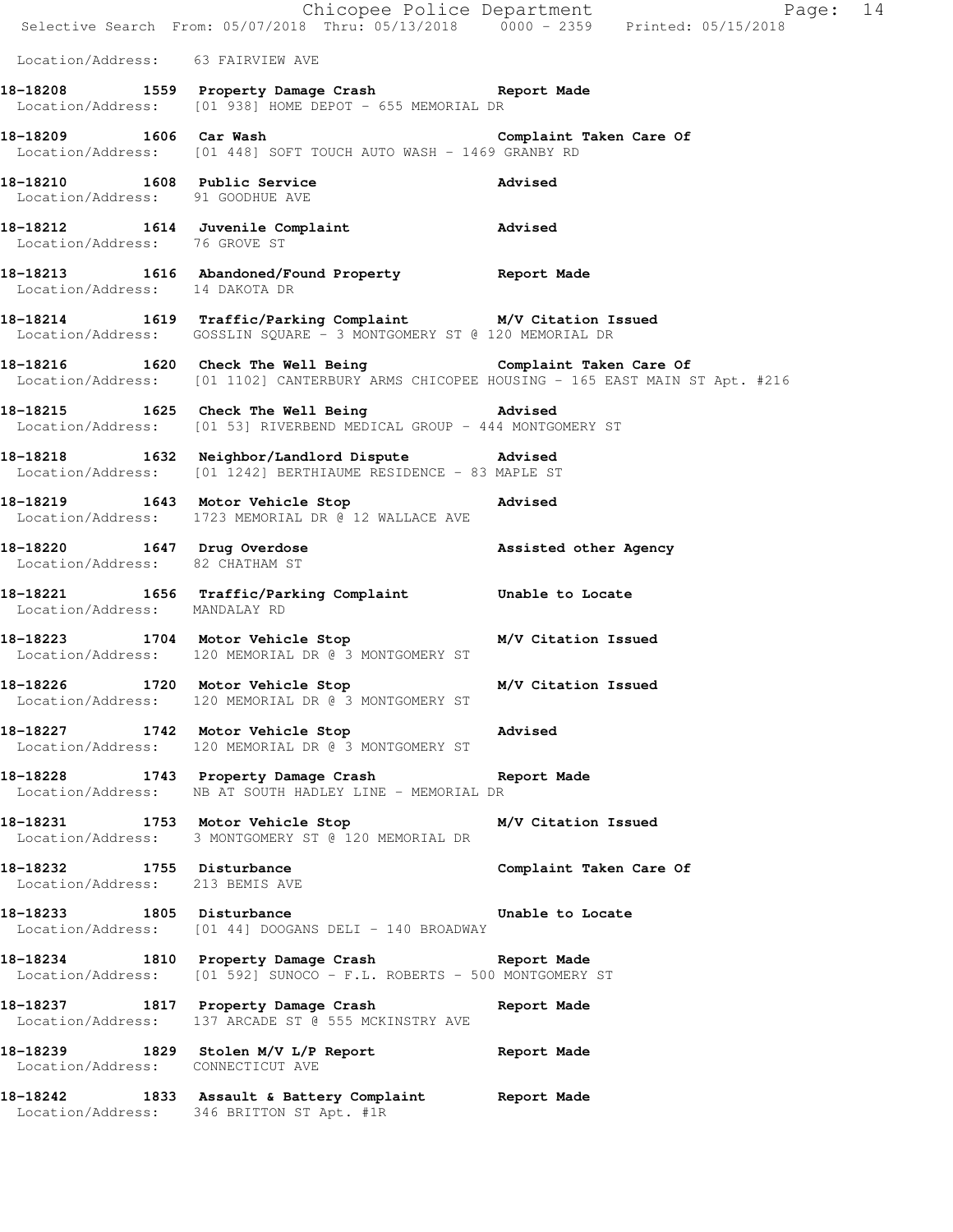Location/Address: 63 FAIRVIEW AVE

**18-18208 1559 Property Damage Crash** Report Made
Location/Address: [01 938] HOME DEPOT - 655 MEMORIAL DR

**18-18209 1606 Car Wash** Complaint Taken Care Of
Location/Address: [01 448] SOFT TOUCH AUTO WASH - 1469 GRANBY RD

**18-18210 1608 Public Service** Advised
Location/Address: 91 GOODHUE AVE

**18-18212 1614 Juvenile Complaint** Advised
Location/Address: 76 GROVE ST

**18-18213 1616 Abandoned/Found Property** Report Made
Location/Address: 14 DAKOTA DR

**18-18214 1619 Traffic/Parking Complaint** M/V Citation Issued
Location/Address: GOSSLIN SQUARE - 3 MONTGOMERY ST @ 120 MEMORIAL DR

**18-18216 1620 Check The Well Being** Complaint Taken Care Of
Location/Address: [01 1102] CANTERBURY ARMS CHICOPEE HOUSING - 165 EAST MAIN ST Apt. #216

**18-18215 1625 Check The Well Being** Advised
Location/Address: [01 53] RIVERBEND MEDICAL GROUP - 444 MONTGOMERY ST

**18-18218 1632 Neighbor/Landlord Dispute** Advised
Location/Address: [01 1242] BERTHIAUME RESIDENCE - 83 MAPLE ST

**18-18219 1643 Motor Vehicle Stop** Advised
Location/Address: 1723 MEMORIAL DR @ 12 WALLACE AVE

**18-18220 1647 Drug Overdose** Assisted other Agency
Location/Address: 82 CHATHAM ST

**18-18221 1656 Traffic/Parking Complaint** Unable to Locate
Location/Address: MANDALAY RD

**18-18223 1704 Motor Vehicle Stop** M/V Citation Issued
Location/Address: 120 MEMORIAL DR @ 3 MONTGOMERY ST

**18-18226 1720 Motor Vehicle Stop** M/V Citation Issued
Location/Address: 120 MEMORIAL DR @ 3 MONTGOMERY ST

**18-18227 1742 Motor Vehicle Stop** Advised
Location/Address: 120 MEMORIAL DR @ 3 MONTGOMERY ST

**18-18228 1743 Property Damage Crash** Report Made
Location/Address: NB AT SOUTH HADLEY LINE - MEMORIAL DR

**18-18231 1753 Motor Vehicle Stop** M/V Citation Issued
Location/Address: 3 MONTGOMERY ST @ 120 MEMORIAL DR

**18-18232 1755 Disturbance** Complaint Taken Care Of
Location/Address: 213 BEMIS AVE

**18-18233 1805 Disturbance** Unable to Locate
Location/Address: [01 44] DOOGANS DELI - 140 BROADWAY

**18-18234 1810 Property Damage Crash** Report Made
Location/Address: [01 592] SUNOCO - F.L. ROBERTS - 500 MONTGOMERY ST

**18-18237 1817 Property Damage Crash** Report Made
Location/Address: 137 ARCADE ST @ 555 MCKINSTRY AVE

**18-18239 1829 Stolen M/V L/P Report** Report Made
Location/Address: CONNECTICUT AVE

**18-18242 1833 Assault & Battery Complaint** Report Made
Location/Address: 346 BRITTON ST Apt. #1R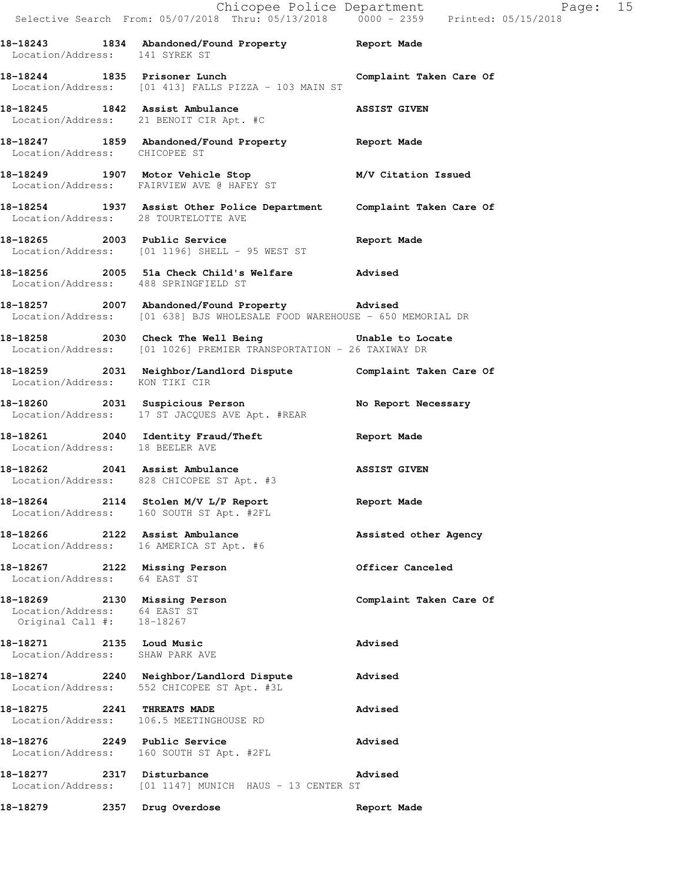18-18243 1834 Abandoned/Found Property Report Made
Location/Address: 141 SYREK ST

18-18244 1835 Prisoner Lunch Complaint Taken Care Of
Location/Address: [01 413] FALLS PIZZA - 103 MAIN ST

18-18245 1842 Assist Ambulance ASSIST GIVEN
Location/Address: 21 BENOIT CIR Apt. #C

18-18247 1859 Abandoned/Found Property Report Made
Location/Address: CHICOPEE ST

18-18249 1907 Motor Vehicle Stop M/V Citation Issued
Location/Address: FAIRVIEW AVE @ HAFEY ST

18-18254 1937 Assist Other Police Department Complaint Taken Care Of
Location/Address: 28 TOURTELOTTE AVE

18-18265 2003 Public Service Report Made
Location/Address: [01 1196] SHELL - 95 WEST ST

18-18256 2005 51a Check Child's Welfare Advised
Location/Address: 488 SPRINGFIELD ST

18-18257 2007 Abandoned/Found Property Advised
Location/Address: [01 638] BJS WHOLESALE FOOD WAREHOUSE - 650 MEMORIAL DR

18-18258 2030 Check The Well Being Unable to Locate
Location/Address: [01 1026] PREMIER TRANSPORTATION - 26 TAXIWAY DR

18-18259 2031 Neighbor/Landlord Dispute Complaint Taken Care Of
Location/Address: KON TIKI CIR

18-18260 2031 Suspicious Person No Report Necessary
Location/Address: 17 ST JACQUES AVE Apt. #REAR

18-18261 2040 Identity Fraud/Theft Report Made
Location/Address: 18 BEELER AVE

18-18262 2041 Assist Ambulance ASSIST GIVEN
Location/Address: 828 CHICOPEE ST Apt. #3

18-18264 2114 Stolen M/V L/P Report Report Made
Location/Address: 160 SOUTH ST Apt. #2FL

18-18266 2122 Assist Ambulance Assisted other Agency
Location/Address: 16 AMERICA ST Apt. #6

18-18267 2122 Missing Person Officer Canceled
Location/Address: 64 EAST ST

18-18269 2130 Missing Person Complaint Taken Care Of
Location/Address: 64 EAST ST
Original Call #: 18-18267

18-18271 2135 Loud Music Advised
Location/Address: SHAW PARK AVE

18-18274 2240 Neighbor/Landlord Dispute Advised
Location/Address: 552 CHICOPEE ST Apt. #3L

18-18275 2241 THREATS MADE Advised
Location/Address: 106.5 MEETINGHOUSE RD

18-18276 2249 Public Service Advised
Location/Address: 160 SOUTH ST Apt. #2FL

18-18277 2317 Disturbance Advised
Location/Address: [01 1147] MUNICH HAUS - 13 CENTER ST

18-18279 2357 Drug Overdose Report Made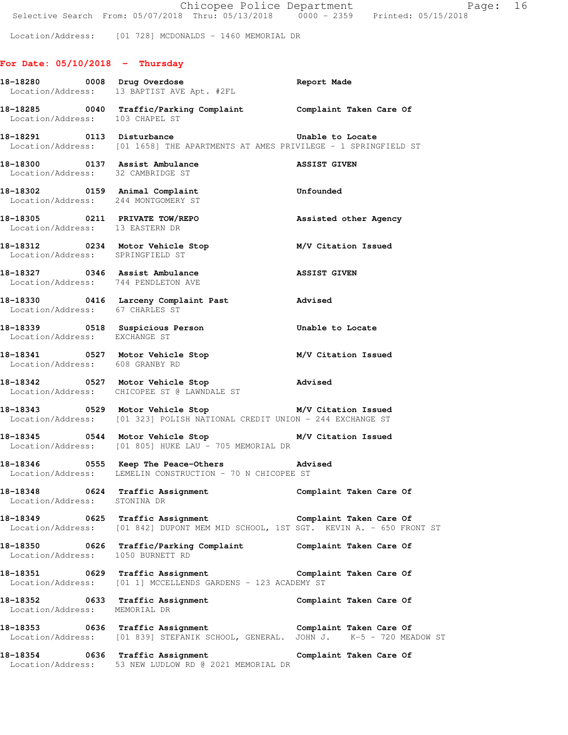Location/Address: [01 728] MCDONALDS - 1460 MEMORIAL DR

## For Date: 05/10/2018 - Thursday

**18-18280 0008 Drug Overdose** — Report Made
Location/Address: 13 BAPTIST AVE Apt. #2FL

**18-18285 0040 Traffic/Parking Complaint** — Complaint Taken Care Of
Location/Address: 103 CHAPEL ST

**18-18291 0113 Disturbance** — Unable to Locate
Location/Address: [01 1658] THE APARTMENTS AT AMES PRIVILEGE - 1 SPRINGFIELD ST

**18-18300 0137 Assist Ambulance** — ASSIST GIVEN
Location/Address: 32 CAMBRIDGE ST

**18-18302 0159 Animal Complaint** — Unfounded
Location/Address: 244 MONTGOMERY ST

**18-18305 0211 PRIVATE TOW/REPO** — Assisted other Agency
Location/Address: 13 EASTERN DR

**18-18312 0234 Motor Vehicle Stop** — M/V Citation Issued
Location/Address: SPRINGFIELD ST

**18-18327 0346 Assist Ambulance** — ASSIST GIVEN
Location/Address: 744 PENDLETON AVE

**18-18330 0416 Larceny Complaint Past** — Advised
Location/Address: 67 CHARLES ST

**18-18339 0518 Suspicious Person** — Unable to Locate
Location/Address: EXCHANGE ST

**18-18341 0527 Motor Vehicle Stop** — M/V Citation Issued
Location/Address: 608 GRANBY RD

**18-18342 0527 Motor Vehicle Stop** — Advised
Location/Address: CHICOPEE ST @ LAWNDALE ST

**18-18343 0529 Motor Vehicle Stop** — M/V Citation Issued
Location/Address: [01 323] POLISH NATIONAL CREDIT UNION - 244 EXCHANGE ST

**18-18345 0544 Motor Vehicle Stop** — M/V Citation Issued
Location/Address: [01 805] HUKE LAU - 705 MEMORIAL DR

**18-18346 0555 Keep The Peace-Others** — Advised
Location/Address: LEMELIN CONSTRUCTION - 70 N CHICOPEE ST

**18-18348 0624 Traffic Assignment** — Complaint Taken Care Of
Location/Address: STONINA DR

**18-18349 0625 Traffic Assignment** — Complaint Taken Care Of
Location/Address: [01 842] DUPONT MEM MID SCHOOL, 1ST SGT. KEVIN A. - 650 FRONT ST

**18-18350 0626 Traffic/Parking Complaint** — Complaint Taken Care Of
Location/Address: 1050 BURNETT RD

**18-18351 0629 Traffic Assignment** — Complaint Taken Care Of
Location/Address: [01 1] MCCELLENDS GARDENS - 123 ACADEMY ST

**18-18352 0633 Traffic Assignment** — Complaint Taken Care Of
Location/Address: MEMORIAL DR

**18-18353 0636 Traffic Assignment** — Complaint Taken Care Of
Location/Address: [01 839] STEFANIK SCHOOL, GENERAL. JOHN J. K-5 - 720 MEADOW ST

**18-18354 0636 Traffic Assignment** — Complaint Taken Care Of
Location/Address: 53 NEW LUDLOW RD @ 2021 MEMORIAL DR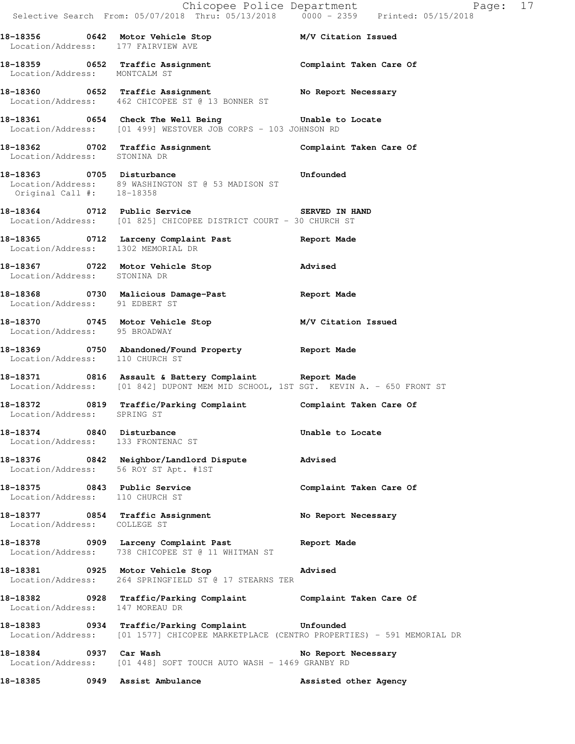**18-18356 0642 Motor Vehicle Stop** **M/V Citation Issued**
Location/Address: 177 FAIRVIEW AVE

**18-18359 0652 Traffic Assignment** **Complaint Taken Care Of**
Location/Address: MONTCALM ST

**18-18360 0652 Traffic Assignment** **No Report Necessary**
Location/Address: 462 CHICOPEE ST @ 13 BONNER ST

**18-18361 0654 Check The Well Being** **Unable to Locate**
Location/Address: [01 499] WESTOVER JOB CORPS - 103 JOHNSON RD

**18-18362 0702 Traffic Assignment** **Complaint Taken Care Of**
Location/Address: STONINA DR

**18-18363 0705 Disturbance** **Unfounded**
Location/Address: 89 WASHINGTON ST @ 53 MADISON ST
Original Call #: 18-18358

**18-18364 0712 Public Service** **SERVED IN HAND**
Location/Address: [01 825] CHICOPEE DISTRICT COURT - 30 CHURCH ST

**18-18365 0712 Larceny Complaint Past** **Report Made**
Location/Address: 1302 MEMORIAL DR

**18-18367 0722 Motor Vehicle Stop** **Advised**
Location/Address: STONINA DR

**18-18368 0730 Malicious Damage-Past** **Report Made**
Location/Address: 91 EDBERT ST

**18-18370 0745 Motor Vehicle Stop** **M/V Citation Issued**
Location/Address: 95 BROADWAY

**18-18369 0750 Abandoned/Found Property** **Report Made**
Location/Address: 110 CHURCH ST

**18-18371 0816 Assault & Battery Complaint** **Report Made**
Location/Address: [01 842] DUPONT MEM MID SCHOOL, 1ST SGT. KEVIN A. - 650 FRONT ST

**18-18372 0819 Traffic/Parking Complaint** **Complaint Taken Care Of**
Location/Address: SPRING ST

**18-18374 0840 Disturbance** **Unable to Locate**
Location/Address: 133 FRONTENAC ST

**18-18376 0842 Neighbor/Landlord Dispute** **Advised**
Location/Address: 56 ROY ST Apt. #1ST

**18-18375 0843 Public Service** **Complaint Taken Care Of**
Location/Address: 110 CHURCH ST

**18-18377 0854 Traffic Assignment** **No Report Necessary**
Location/Address: COLLEGE ST

**18-18378 0909 Larceny Complaint Past** **Report Made**
Location/Address: 738 CHICOPEE ST @ 11 WHITMAN ST

**18-18381 0925 Motor Vehicle Stop** **Advised**
Location/Address: 264 SPRINGFIELD ST @ 17 STEARNS TER

**18-18382 0928 Traffic/Parking Complaint** **Complaint Taken Care Of**
Location/Address: 147 MOREAU DR

**18-18383 0934 Traffic/Parking Complaint** **Unfounded**
Location/Address: [01 1577] CHICOPEE MARKETPLACE (CENTRO PROPERTIES) - 591 MEMORIAL DR

**18-18384 0937 Car Wash** **No Report Necessary**
Location/Address: [01 448] SOFT TOUCH AUTO WASH - 1469 GRANBY RD

**18-18385 0949 Assist Ambulance** **Assisted other Agency**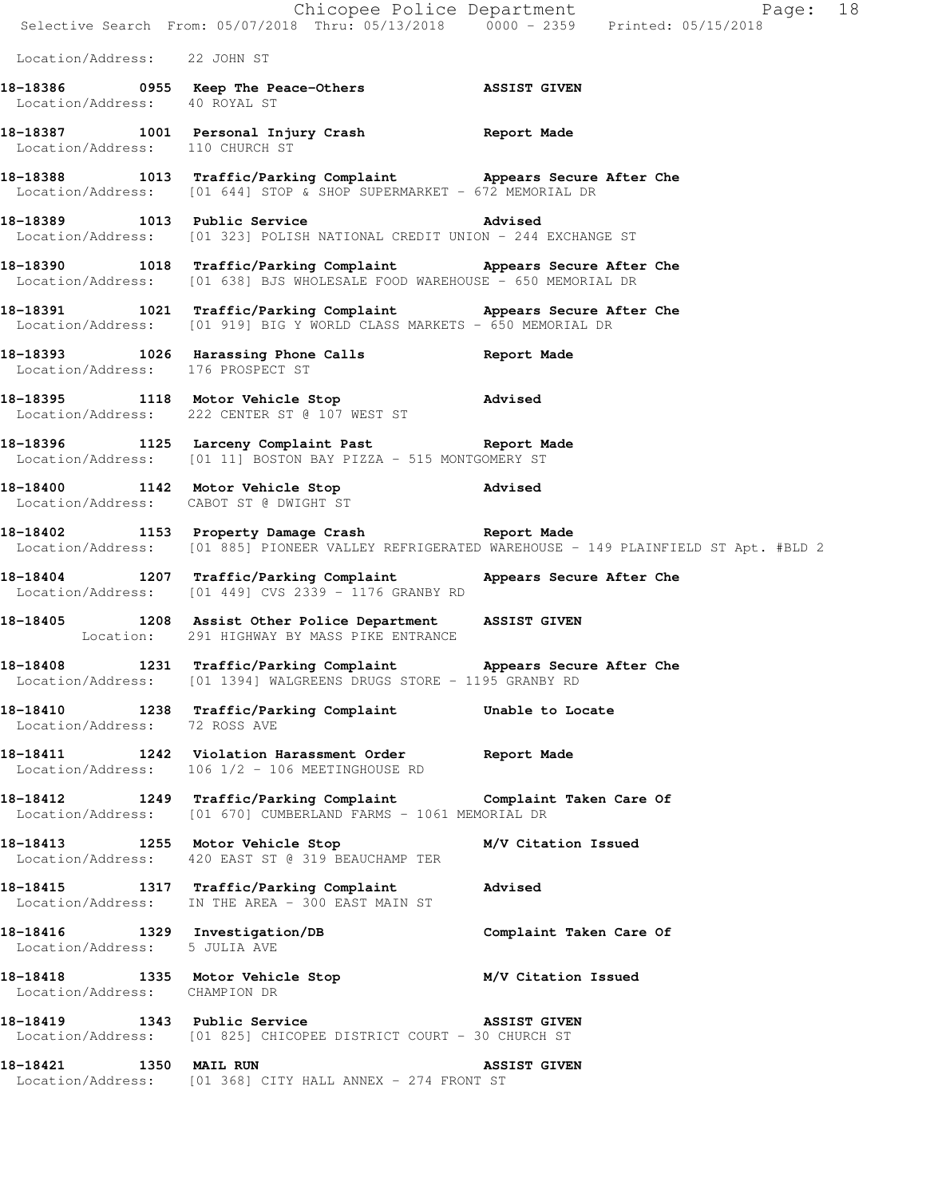Location/Address: 22 JOHN ST

**18-18386 0955 Keep The Peace-Others ASSIST GIVEN**
Location/Address: 40 ROYAL ST

**18-18387 1001 Personal Injury Crash Report Made**
Location/Address: 110 CHURCH ST

**18-18388 1013 Traffic/Parking Complaint Appears Secure After Che**
Location/Address: [01 644] STOP & SHOP SUPERMARKET - 672 MEMORIAL DR

**18-18389 1013 Public Service Advised**
Location/Address: [01 323] POLISH NATIONAL CREDIT UNION - 244 EXCHANGE ST

**18-18390 1018 Traffic/Parking Complaint Appears Secure After Che**
Location/Address: [01 638] BJS WHOLESALE FOOD WAREHOUSE - 650 MEMORIAL DR

**18-18391 1021 Traffic/Parking Complaint Appears Secure After Che**
Location/Address: [01 919] BIG Y WORLD CLASS MARKETS - 650 MEMORIAL DR

**18-18393 1026 Harassing Phone Calls Report Made**
Location/Address: 176 PROSPECT ST

**18-18395 1118 Motor Vehicle Stop Advised**
Location/Address: 222 CENTER ST @ 107 WEST ST

**18-18396 1125 Larceny Complaint Past Report Made**
Location/Address: [01 11] BOSTON BAY PIZZA - 515 MONTGOMERY ST

**18-18400 1142 Motor Vehicle Stop Advised**
Location/Address: CABOT ST @ DWIGHT ST

**18-18402 1153 Property Damage Crash Report Made**
Location/Address: [01 885] PIONEER VALLEY REFRIGERATED WAREHOUSE - 149 PLAINFIELD ST Apt. #BLD 2

**18-18404 1207 Traffic/Parking Complaint Appears Secure After Che**
Location/Address: [01 449] CVS 2339 - 1176 GRANBY RD

**18-18405 1208 Assist Other Police Department ASSIST GIVEN**
Location: 291 HIGHWAY BY MASS PIKE ENTRANCE

**18-18408 1231 Traffic/Parking Complaint Appears Secure After Che**
Location/Address: [01 1394] WALGREENS DRUGS STORE - 1195 GRANBY RD

**18-18410 1238 Traffic/Parking Complaint Unable to Locate**
Location/Address: 72 ROSS AVE

**18-18411 1242 Violation Harassment Order Report Made**
Location/Address: 106 1/2 - 106 MEETINGHOUSE RD

**18-18412 1249 Traffic/Parking Complaint Complaint Taken Care Of**
Location/Address: [01 670] CUMBERLAND FARMS - 1061 MEMORIAL DR

**18-18413 1255 Motor Vehicle Stop M/V Citation Issued**
Location/Address: 420 EAST ST @ 319 BEAUCHAMP TER

**18-18415 1317 Traffic/Parking Complaint Advised**
Location/Address: IN THE AREA - 300 EAST MAIN ST

**18-18416 1329 Investigation/DB Complaint Taken Care Of**
Location/Address: 5 JULIA AVE

**18-18418 1335 Motor Vehicle Stop M/V Citation Issued**
Location/Address: CHAMPION DR

**18-18419 1343 Public Service ASSIST GIVEN**
Location/Address: [01 825] CHICOPEE DISTRICT COURT - 30 CHURCH ST

**18-18421 1350 MAIL RUN ASSIST GIVEN**
Location/Address: [01 368] CITY HALL ANNEX - 274 FRONT ST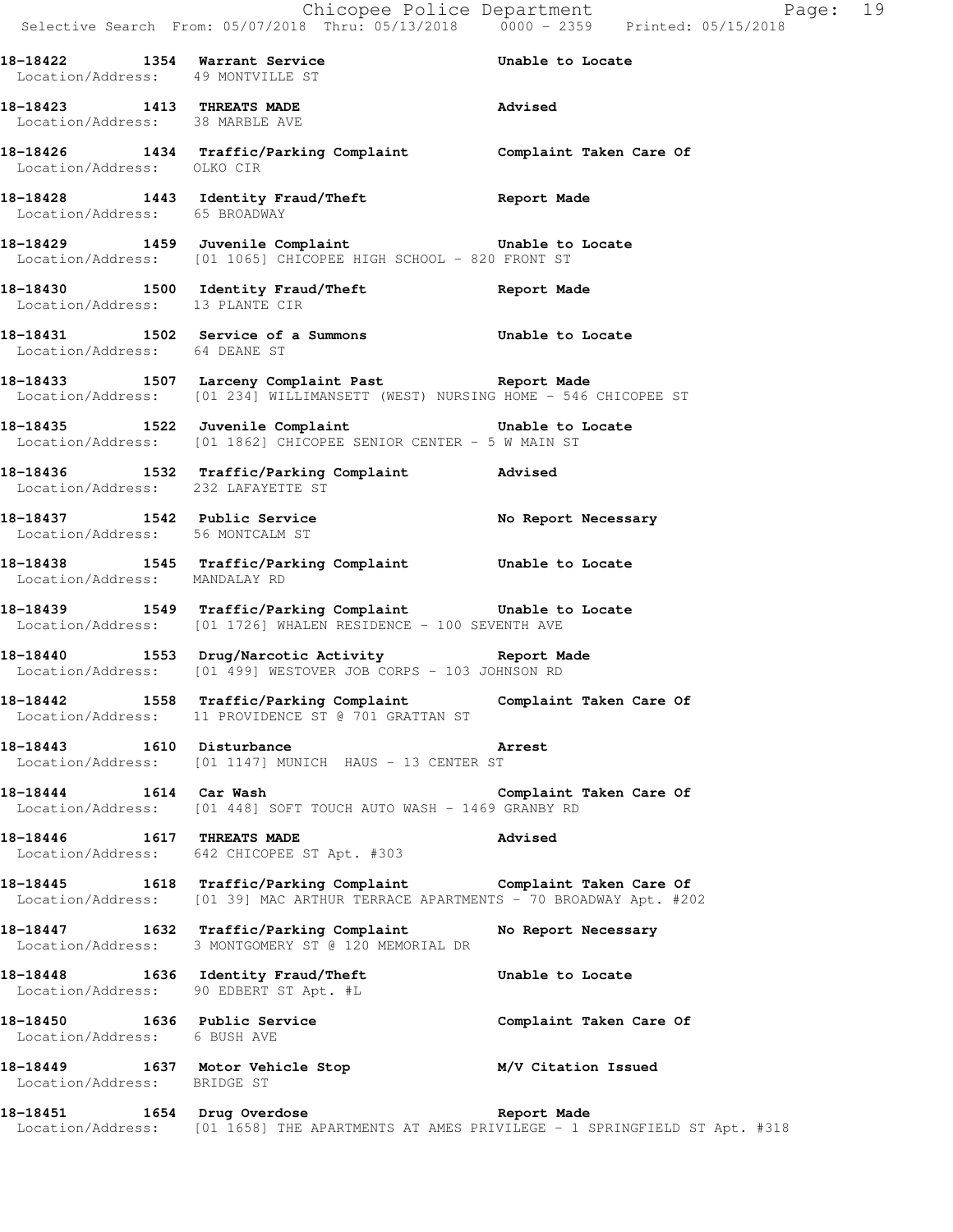**18-18422 1354 Warrant Service** Unable to Locate
Location/Address: 49 MONTVILLE ST

**18-18423 1413 THREATS MADE** Advised
Location/Address: 38 MARBLE AVE

**18-18426 1434 Traffic/Parking Complaint** Complaint Taken Care Of
Location/Address: OLKO CIR

**18-18428 1443 Identity Fraud/Theft** Report Made
Location/Address: 65 BROADWAY

**18-18429 1459 Juvenile Complaint** Unable to Locate
Location/Address: [01 1065] CHICOPEE HIGH SCHOOL - 820 FRONT ST

**18-18430 1500 Identity Fraud/Theft** Report Made
Location/Address: 13 PLANTE CIR

**18-18431 1502 Service of a Summons** Unable to Locate
Location/Address: 64 DEANE ST

**18-18433 1507 Larceny Complaint Past** Report Made
Location/Address: [01 234] WILLIMANSETT (WEST) NURSING HOME - 546 CHICOPEE ST

**18-18435 1522 Juvenile Complaint** Unable to Locate
Location/Address: [01 1862] CHICOPEE SENIOR CENTER - 5 W MAIN ST

**18-18436 1532 Traffic/Parking Complaint** Advised
Location/Address: 232 LAFAYETTE ST

**18-18437 1542 Public Service** No Report Necessary
Location/Address: 56 MONTCALM ST

**18-18438 1545 Traffic/Parking Complaint** Unable to Locate
Location/Address: MANDALAY RD

**18-18439 1549 Traffic/Parking Complaint** Unable to Locate
Location/Address: [01 1726] WHALEN RESIDENCE - 100 SEVENTH AVE

**18-18440 1553 Drug/Narcotic Activity** Report Made
Location/Address: [01 499] WESTOVER JOB CORPS - 103 JOHNSON RD

**18-18442 1558 Traffic/Parking Complaint** Complaint Taken Care Of
Location/Address: 11 PROVIDENCE ST @ 701 GRATTAN ST

**18-18443 1610 Disturbance** Arrest
Location/Address: [01 1147] MUNICH HAUS - 13 CENTER ST

**18-18444 1614 Car Wash** Complaint Taken Care Of
Location/Address: [01 448] SOFT TOUCH AUTO WASH - 1469 GRANBY RD

**18-18446 1617 THREATS MADE** Advised
Location/Address: 642 CHICOPEE ST Apt. #303

**18-18445 1618 Traffic/Parking Complaint** Complaint Taken Care Of
Location/Address: [01 39] MAC ARTHUR TERRACE APARTMENTS - 70 BROADWAY Apt. #202

**18-18447 1632 Traffic/Parking Complaint** No Report Necessary
Location/Address: 3 MONTGOMERY ST @ 120 MEMORIAL DR

**18-18448 1636 Identity Fraud/Theft** Unable to Locate
Location/Address: 90 EDBERT ST Apt. #L

**18-18450 1636 Public Service** Complaint Taken Care Of
Location/Address: 6 BUSH AVE

**18-18449 1637 Motor Vehicle Stop** M/V Citation Issued
Location/Address: BRIDGE ST

**18-18451 1654 Drug Overdose** Report Made
Location/Address: [01 1658] THE APARTMENTS AT AMES PRIVILEGE - 1 SPRINGFIELD ST Apt. #318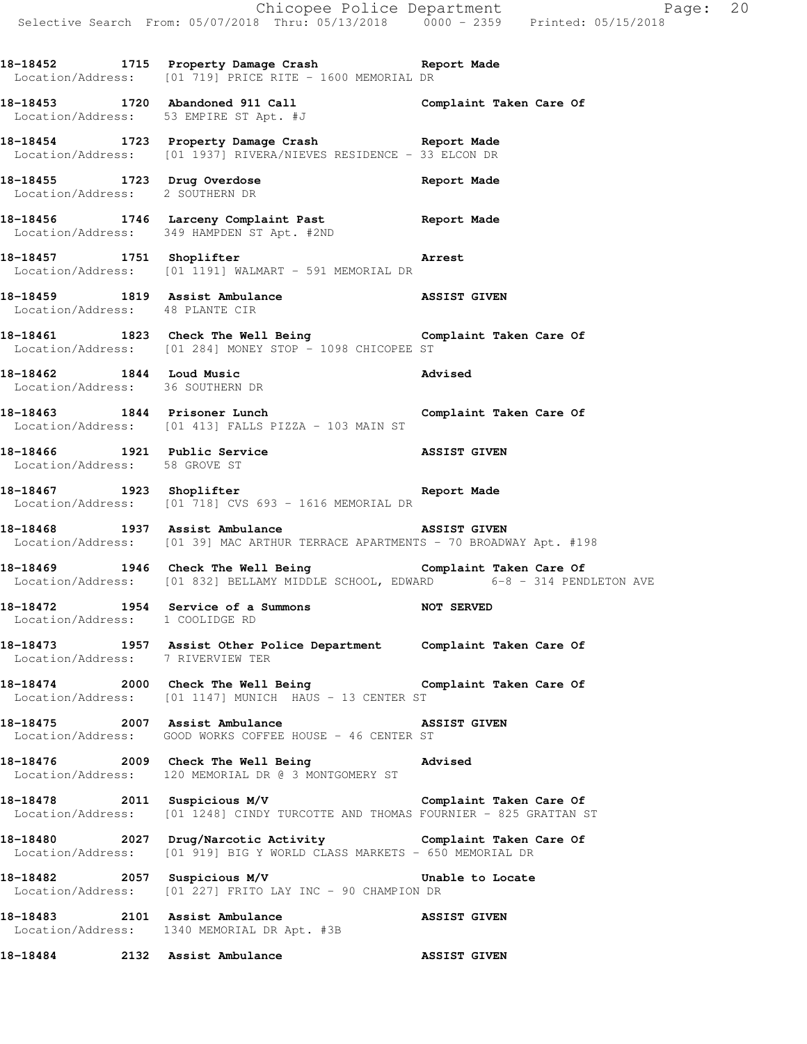18-18452 1715 Property Damage Crash Report Made
Location/Address: [01 719] PRICE RITE - 1600 MEMORIAL DR

18-18453 1720 Abandoned 911 Call Complaint Taken Care Of
Location/Address: 53 EMPIRE ST Apt. #J

18-18454 1723 Property Damage Crash Report Made
Location/Address: [01 1937] RIVERA/NIEVES RESIDENCE - 33 ELCON DR

18-18455 1723 Drug Overdose Report Made
Location/Address: 2 SOUTHERN DR

18-18456 1746 Larceny Complaint Past Report Made
Location/Address: 349 HAMPDEN ST Apt. #2ND

18-18457 1751 Shoplifter Arrest
Location/Address: [01 1191] WALMART - 591 MEMORIAL DR

18-18459 1819 Assist Ambulance ASSIST GIVEN
Location/Address: 48 PLANTE CIR

18-18461 1823 Check The Well Being Complaint Taken Care Of
Location/Address: [01 284] MONEY STOP - 1098 CHICOPEE ST

18-18462 1844 Loud Music Advised
Location/Address: 36 SOUTHERN DR

18-18463 1844 Prisoner Lunch Complaint Taken Care Of
Location/Address: [01 413] FALLS PIZZA - 103 MAIN ST

18-18466 1921 Public Service ASSIST GIVEN
Location/Address: 58 GROVE ST

18-18467 1923 Shoplifter Report Made
Location/Address: [01 718] CVS 693 - 1616 MEMORIAL DR

18-18468 1937 Assist Ambulance ASSIST GIVEN
Location/Address: [01 39] MAC ARTHUR TERRACE APARTMENTS - 70 BROADWAY Apt. #198

18-18469 1946 Check The Well Being Complaint Taken Care Of
Location/Address: [01 832] BELLAMY MIDDLE SCHOOL, EDWARD 6-8 - 314 PENDLETON AVE

18-18472 1954 Service of a Summons NOT SERVED
Location/Address: 1 COOLIDGE RD

18-18473 1957 Assist Other Police Department Complaint Taken Care Of
Location/Address: 7 RIVERVIEW TER

18-18474 2000 Check The Well Being Complaint Taken Care Of
Location/Address: [01 1147] MUNICH HAUS - 13 CENTER ST

18-18475 2007 Assist Ambulance ASSIST GIVEN
Location/Address: GOOD WORKS COFFEE HOUSE - 46 CENTER ST

18-18476 2009 Check The Well Being Advised
Location/Address: 120 MEMORIAL DR @ 3 MONTGOMERY ST

18-18478 2011 Suspicious M/V Complaint Taken Care Of
Location/Address: [01 1248] CINDY TURCOTTE AND THOMAS FOURNIER - 825 GRATTAN ST

18-18480 2027 Drug/Narcotic Activity Complaint Taken Care Of
Location/Address: [01 919] BIG Y WORLD CLASS MARKETS - 650 MEMORIAL DR

18-18482 2057 Suspicious M/V Unable to Locate
Location/Address: [01 227] FRITO LAY INC - 90 CHAMPION DR

18-18483 2101 Assist Ambulance ASSIST GIVEN
Location/Address: 1340 MEMORIAL DR Apt. #3B

18-18484 2132 Assist Ambulance ASSIST GIVEN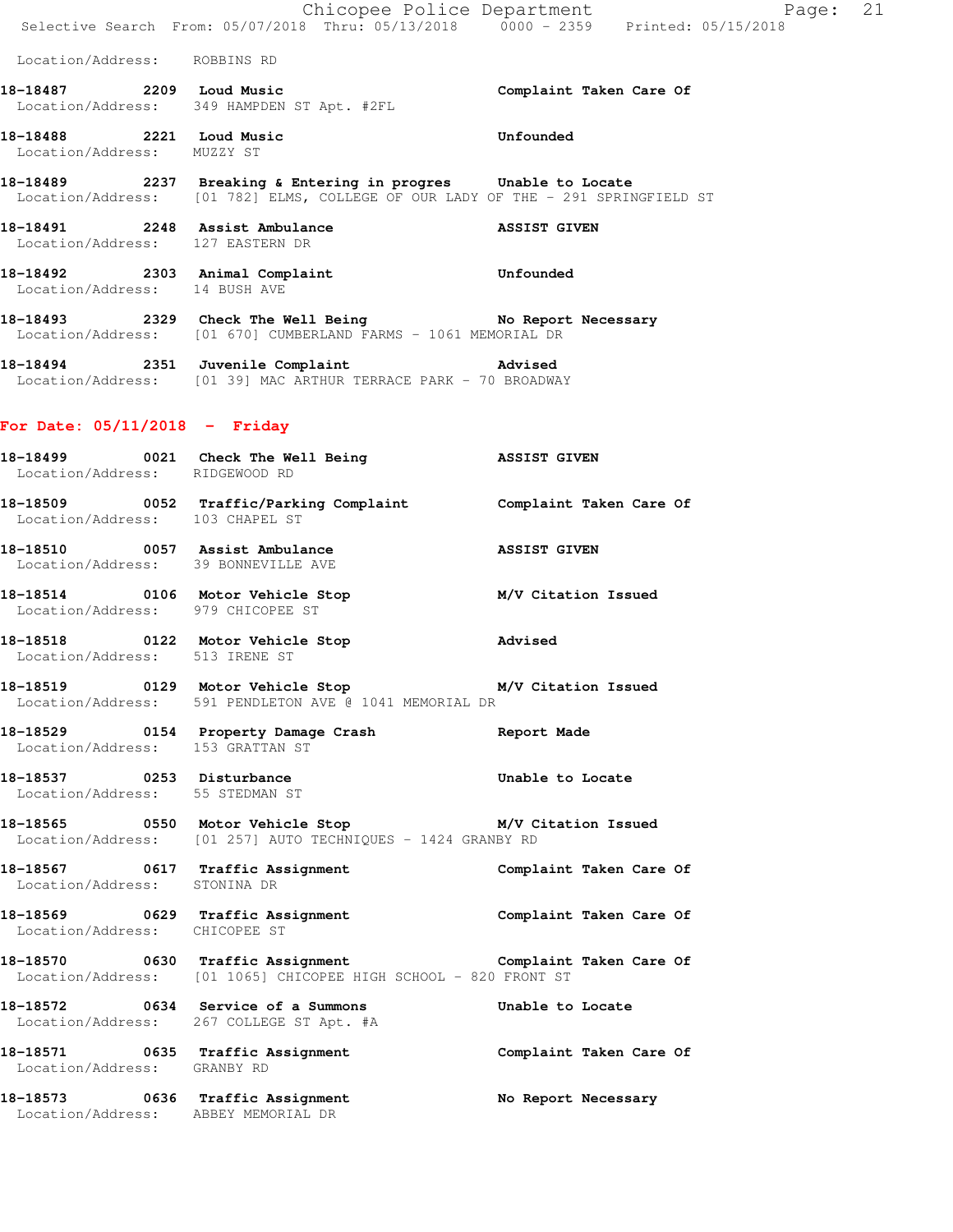Location/Address: ROBBINS RD

**18-18487 2209 Loud Music** — **Complaint Taken Care Of**
Location/Address: 349 HAMPDEN ST Apt. #2FL

**18-18488 2221 Loud Music** — **Unfounded**
Location/Address: MUZZY ST

**18-18489 2237 Breaking & Entering in progres** — **Unable to Locate**
Location/Address: [01 782] ELMS, COLLEGE OF OUR LADY OF THE - 291 SPRINGFIELD ST

**18-18491 2248 Assist Ambulance** — **ASSIST GIVEN**
Location/Address: 127 EASTERN DR

**18-18492 2303 Animal Complaint** — **Unfounded**
Location/Address: 14 BUSH AVE

**18-18493 2329 Check The Well Being** — **No Report Necessary**
Location/Address: [01 670] CUMBERLAND FARMS - 1061 MEMORIAL DR

**18-18494 2351 Juvenile Complaint** — **Advised**
Location/Address: [01 39] MAC ARTHUR TERRACE PARK - 70 BROADWAY

## For Date: 05/11/2018 - Friday

**18-18499 0021 Check The Well Being** — **ASSIST GIVEN**
Location/Address: RIDGEWOOD RD

**18-18509 0052 Traffic/Parking Complaint** — **Complaint Taken Care Of**
Location/Address: 103 CHAPEL ST

**18-18510 0057 Assist Ambulance** — **ASSIST GIVEN**
Location/Address: 39 BONNEVILLE AVE

**18-18514 0106 Motor Vehicle Stop** — **M/V Citation Issued**
Location/Address: 979 CHICOPEE ST

**18-18518 0122 Motor Vehicle Stop** — **Advised**
Location/Address: 513 IRENE ST

**18-18519 0129 Motor Vehicle Stop** — **M/V Citation Issued**
Location/Address: 591 PENDLETON AVE @ 1041 MEMORIAL DR

**18-18529 0154 Property Damage Crash** — **Report Made**
Location/Address: 153 GRATTAN ST

**18-18537 0253 Disturbance** — **Unable to Locate**
Location/Address: 55 STEDMAN ST

**18-18565 0550 Motor Vehicle Stop** — **M/V Citation Issued**
Location/Address: [01 257] AUTO TECHNIQUES - 1424 GRANBY RD

**18-18567 0617 Traffic Assignment** — **Complaint Taken Care Of**
Location/Address: STONINA DR

**18-18569 0629 Traffic Assignment** — **Complaint Taken Care Of**
Location/Address: CHICOPEE ST

**18-18570 0630 Traffic Assignment** — **Complaint Taken Care Of**
Location/Address: [01 1065] CHICOPEE HIGH SCHOOL - 820 FRONT ST

**18-18572 0634 Service of a Summons** — **Unable to Locate**
Location/Address: 267 COLLEGE ST Apt. #A

**18-18571 0635 Traffic Assignment** — **Complaint Taken Care Of**
Location/Address: GRANBY RD

**18-18573 0636 Traffic Assignment** — **No Report Necessary**
Location/Address: ABBEY MEMORIAL DR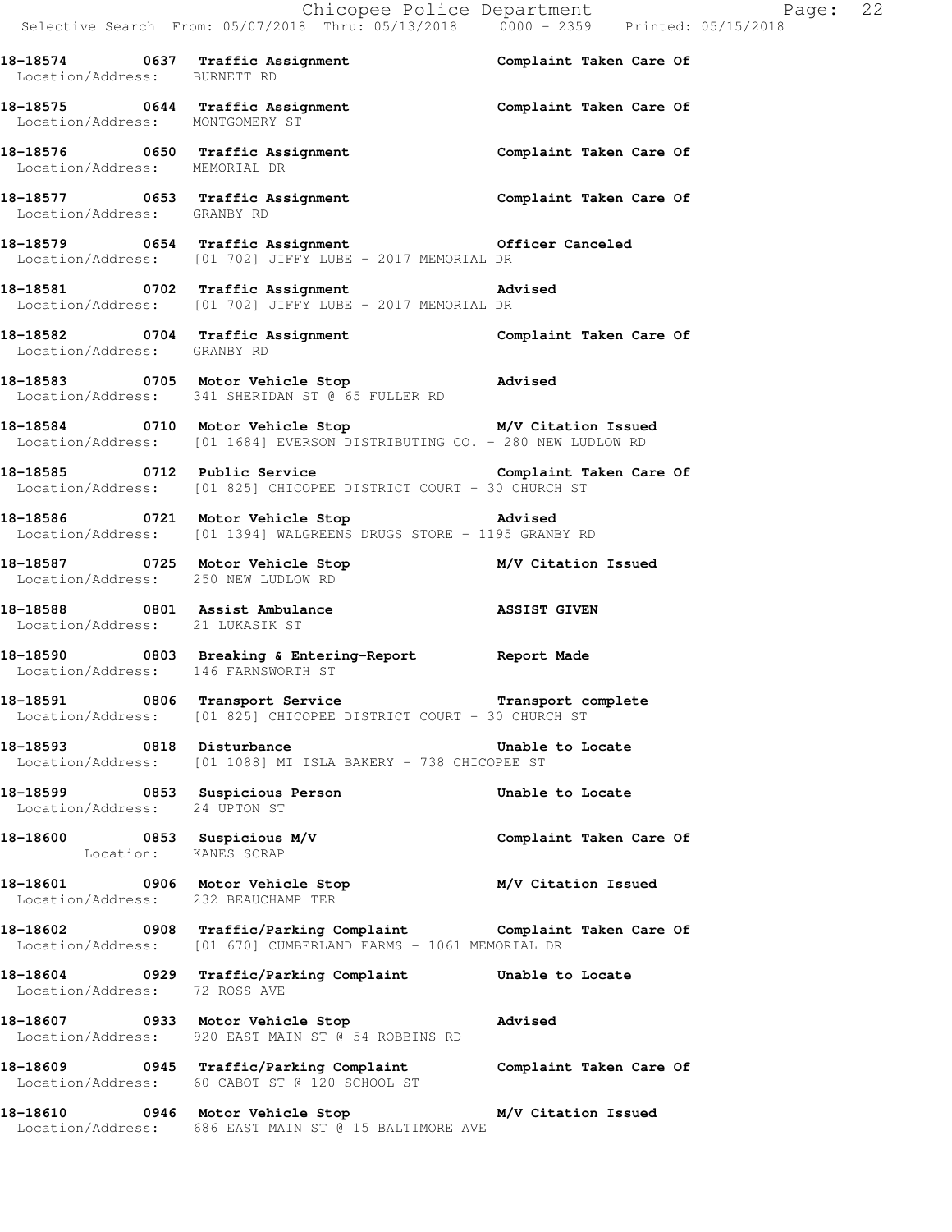**18-18574 0637 Traffic Assignment Complaint Taken Care Of**
Location/Address: BURNETT RD

**18-18575 0644 Traffic Assignment Complaint Taken Care Of**
Location/Address: MONTGOMERY ST

**18-18576 0650 Traffic Assignment Complaint Taken Care Of**
Location/Address: MEMORIAL DR

**18-18577 0653 Traffic Assignment Complaint Taken Care Of**
Location/Address: GRANBY RD

**18-18579 0654 Traffic Assignment Officer Canceled**
Location/Address: [01 702] JIFFY LUBE - 2017 MEMORIAL DR

**18-18581 0702 Traffic Assignment Advised**
Location/Address: [01 702] JIFFY LUBE - 2017 MEMORIAL DR

**18-18582 0704 Traffic Assignment Complaint Taken Care Of**
Location/Address: GRANBY RD

**18-18583 0705 Motor Vehicle Stop Advised**
Location/Address: 341 SHERIDAN ST @ 65 FULLER RD

**18-18584 0710 Motor Vehicle Stop M/V Citation Issued**
Location/Address: [01 1684] EVERSON DISTRIBUTING CO. - 280 NEW LUDLOW RD

**18-18585 0712 Public Service Complaint Taken Care Of**
Location/Address: [01 825] CHICOPEE DISTRICT COURT - 30 CHURCH ST

**18-18586 0721 Motor Vehicle Stop Advised**
Location/Address: [01 1394] WALGREENS DRUGS STORE - 1195 GRANBY RD

**18-18587 0725 Motor Vehicle Stop M/V Citation Issued**
Location/Address: 250 NEW LUDLOW RD

**18-18588 0801 Assist Ambulance ASSIST GIVEN**
Location/Address: 21 LUKASIK ST

**18-18590 0803 Breaking & Entering-Report Report Made**
Location/Address: 146 FARNSWORTH ST

**18-18591 0806 Transport Service Transport complete**
Location/Address: [01 825] CHICOPEE DISTRICT COURT - 30 CHURCH ST

**18-18593 0818 Disturbance Unable to Locate**
Location/Address: [01 1088] MI ISLA BAKERY - 738 CHICOPEE ST

**18-18599 0853 Suspicious Person Unable to Locate**
Location/Address: 24 UPTON ST

**18-18600 0853 Suspicious M/V Complaint Taken Care Of**
Location: KANES SCRAP

**18-18601 0906 Motor Vehicle Stop M/V Citation Issued**
Location/Address: 232 BEAUCHAMP TER

**18-18602 0908 Traffic/Parking Complaint Complaint Taken Care Of**
Location/Address: [01 670] CUMBERLAND FARMS - 1061 MEMORIAL DR

**18-18604 0929 Traffic/Parking Complaint Unable to Locate**
Location/Address: 72 ROSS AVE

**18-18607 0933 Motor Vehicle Stop Advised**
Location/Address: 920 EAST MAIN ST @ 54 ROBBINS RD

**18-18609 0945 Traffic/Parking Complaint Complaint Taken Care Of**
Location/Address: 60 CABOT ST @ 120 SCHOOL ST

**18-18610 0946 Motor Vehicle Stop M/V Citation Issued**
Location/Address: 686 EAST MAIN ST @ 15 BALTIMORE AVE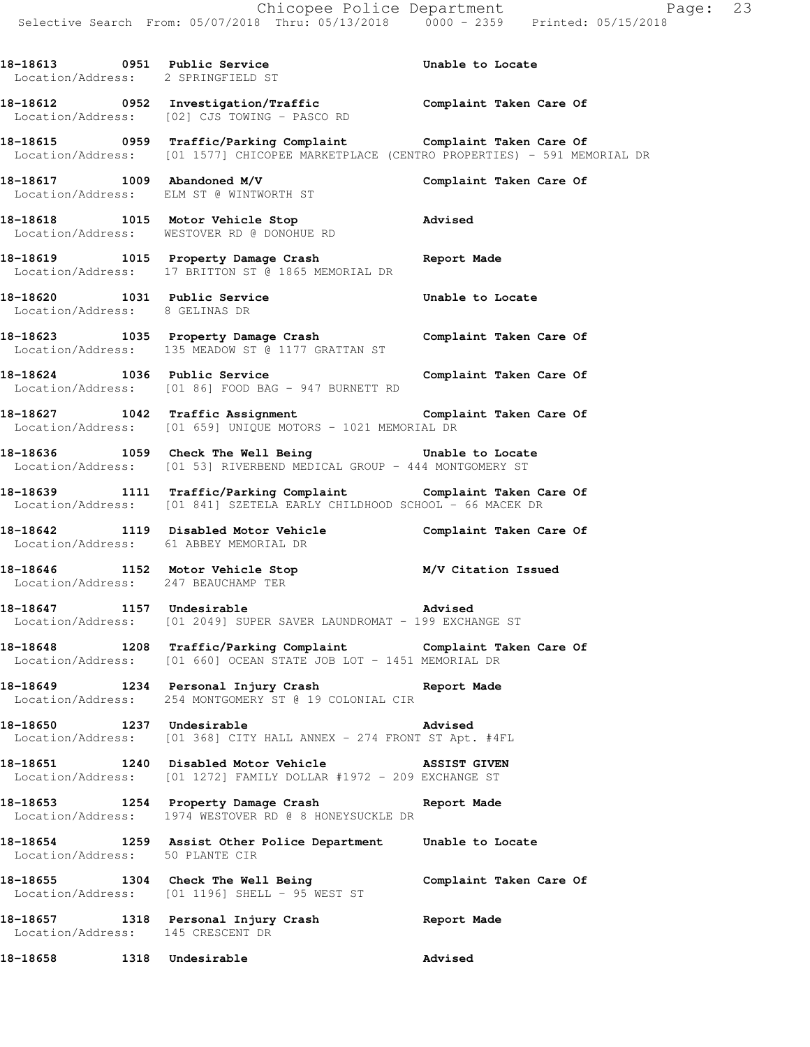18-18613 0951 Public Service Unable to Locate
Location/Address: 2 SPRINGFIELD ST

18-18612 0952 Investigation/Traffic Complaint Taken Care Of
Location/Address: [02] CJS TOWING - PASCO RD

18-18615 0959 Traffic/Parking Complaint Complaint Taken Care Of
Location/Address: [01 1577] CHICOPEE MARKETPLACE (CENTRO PROPERTIES) - 591 MEMORIAL DR

18-18617 1009 Abandoned M/V Complaint Taken Care Of
Location/Address: ELM ST @ WINTWORTH ST

18-18618 1015 Motor Vehicle Stop Advised
Location/Address: WESTOVER RD @ DONOHUE RD

18-18619 1015 Property Damage Crash Report Made
Location/Address: 17 BRITTON ST @ 1865 MEMORIAL DR

18-18620 1031 Public Service Unable to Locate
Location/Address: 8 GELINAS DR

18-18623 1035 Property Damage Crash Complaint Taken Care Of
Location/Address: 135 MEADOW ST @ 1177 GRATTAN ST

18-18624 1036 Public Service Complaint Taken Care Of
Location/Address: [01 86] FOOD BAG - 947 BURNETT RD

18-18627 1042 Traffic Assignment Complaint Taken Care Of
Location/Address: [01 659] UNIQUE MOTORS - 1021 MEMORIAL DR

18-18636 1059 Check The Well Being Unable to Locate
Location/Address: [01 53] RIVERBEND MEDICAL GROUP - 444 MONTGOMERY ST

18-18639 1111 Traffic/Parking Complaint Complaint Taken Care Of
Location/Address: [01 841] SZETELA EARLY CHILDHOOD SCHOOL - 66 MACEK DR

18-18642 1119 Disabled Motor Vehicle Complaint Taken Care Of
Location/Address: 61 ABBEY MEMORIAL DR

18-18646 1152 Motor Vehicle Stop M/V Citation Issued
Location/Address: 247 BEAUCHAMP TER

18-18647 1157 Undesirable Advised
Location/Address: [01 2049] SUPER SAVER LAUNDROMAT - 199 EXCHANGE ST

18-18648 1208 Traffic/Parking Complaint Complaint Taken Care Of
Location/Address: [01 660] OCEAN STATE JOB LOT - 1451 MEMORIAL DR

18-18649 1234 Personal Injury Crash Report Made
Location/Address: 254 MONTGOMERY ST @ 19 COLONIAL CIR

18-18650 1237 Undesirable Advised
Location/Address: [01 368] CITY HALL ANNEX - 274 FRONT ST Apt. #4FL

18-18651 1240 Disabled Motor Vehicle ASSIST GIVEN
Location/Address: [01 1272] FAMILY DOLLAR #1972 - 209 EXCHANGE ST

18-18653 1254 Property Damage Crash Report Made
Location/Address: 1974 WESTOVER RD @ 8 HONEYSUCKLE DR

18-18654 1259 Assist Other Police Department Unable to Locate
Location/Address: 50 PLANTE CIR

18-18655 1304 Check The Well Being Complaint Taken Care Of
Location/Address: [01 1196] SHELL - 95 WEST ST

18-18657 1318 Personal Injury Crash Report Made
Location/Address: 145 CRESCENT DR

18-18658 1318 Undesirable Advised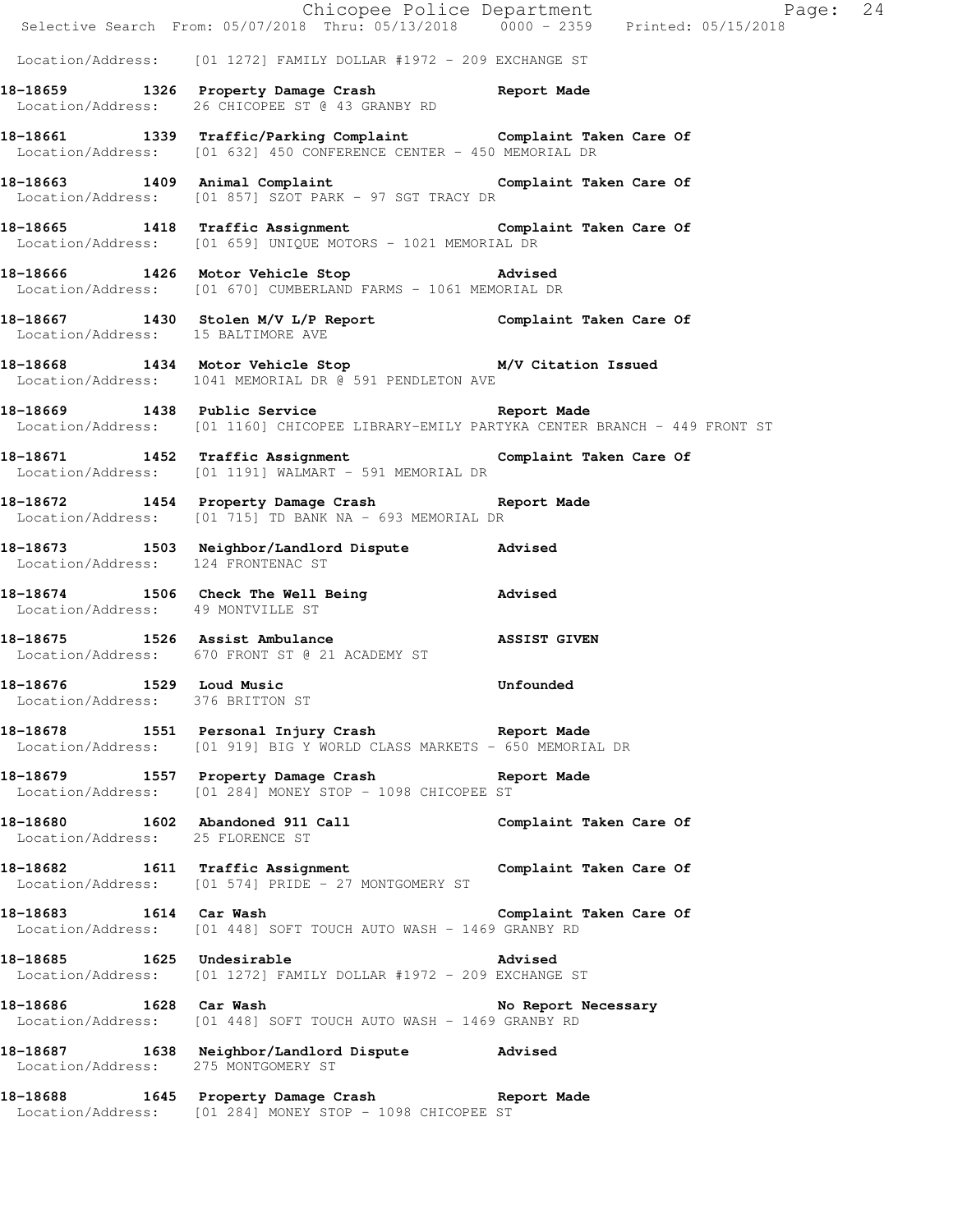Location/Address: [01 1272] FAMILY DOLLAR #1972 - 209 EXCHANGE ST

**18-18659 1326 Property Damage Crash Report Made**
Location/Address: 26 CHICOPEE ST @ 43 GRANBY RD

**18-18661 1339 Traffic/Parking Complaint Complaint Taken Care Of**
Location/Address: [01 632] 450 CONFERENCE CENTER - 450 MEMORIAL DR

**18-18663 1409 Animal Complaint Complaint Taken Care Of**
Location/Address: [01 857] SZOT PARK - 97 SGT TRACY DR

**18-18665 1418 Traffic Assignment Complaint Taken Care Of**
Location/Address: [01 659] UNIQUE MOTORS - 1021 MEMORIAL DR

**18-18666 1426 Motor Vehicle Stop Advised**
Location/Address: [01 670] CUMBERLAND FARMS - 1061 MEMORIAL DR

**18-18667 1430 Stolen M/V L/P Report Complaint Taken Care Of**
Location/Address: 15 BALTIMORE AVE

**18-18668 1434 Motor Vehicle Stop M/V Citation Issued**
Location/Address: 1041 MEMORIAL DR @ 591 PENDLETON AVE

**18-18669 1438 Public Service Report Made**
Location/Address: [01 1160] CHICOPEE LIBRARY-EMILY PARTYKA CENTER BRANCH - 449 FRONT ST

**18-18671 1452 Traffic Assignment Complaint Taken Care Of**
Location/Address: [01 1191] WALMART - 591 MEMORIAL DR

**18-18672 1454 Property Damage Crash Report Made**
Location/Address: [01 715] TD BANK NA - 693 MEMORIAL DR

**18-18673 1503 Neighbor/Landlord Dispute Advised**
Location/Address: 124 FRONTENAC ST

**18-18674 1506 Check The Well Being Advised**
Location/Address: 49 MONTVILLE ST

**18-18675 1526 Assist Ambulance ASSIST GIVEN**
Location/Address: 670 FRONT ST @ 21 ACADEMY ST

**18-18676 1529 Loud Music Unfounded**
Location/Address: 376 BRITTON ST

**18-18678 1551 Personal Injury Crash Report Made**
Location/Address: [01 919] BIG Y WORLD CLASS MARKETS - 650 MEMORIAL DR

**18-18679 1557 Property Damage Crash Report Made**
Location/Address: [01 284] MONEY STOP - 1098 CHICOPEE ST

**18-18680 1602 Abandoned 911 Call Complaint Taken Care Of**
Location/Address: 25 FLORENCE ST

**18-18682 1611 Traffic Assignment Complaint Taken Care Of**
Location/Address: [01 574] PRIDE - 27 MONTGOMERY ST

**18-18683 1614 Car Wash Complaint Taken Care Of**
Location/Address: [01 448] SOFT TOUCH AUTO WASH - 1469 GRANBY RD

**18-18685 1625 Undesirable Advised**
Location/Address: [01 1272] FAMILY DOLLAR #1972 - 209 EXCHANGE ST

**18-18686 1628 Car Wash No Report Necessary**
Location/Address: [01 448] SOFT TOUCH AUTO WASH - 1469 GRANBY RD

**18-18687 1638 Neighbor/Landlord Dispute Advised**
Location/Address: 275 MONTGOMERY ST

**18-18688 1645 Property Damage Crash Report Made**
Location/Address: [01 284] MONEY STOP - 1098 CHICOPEE ST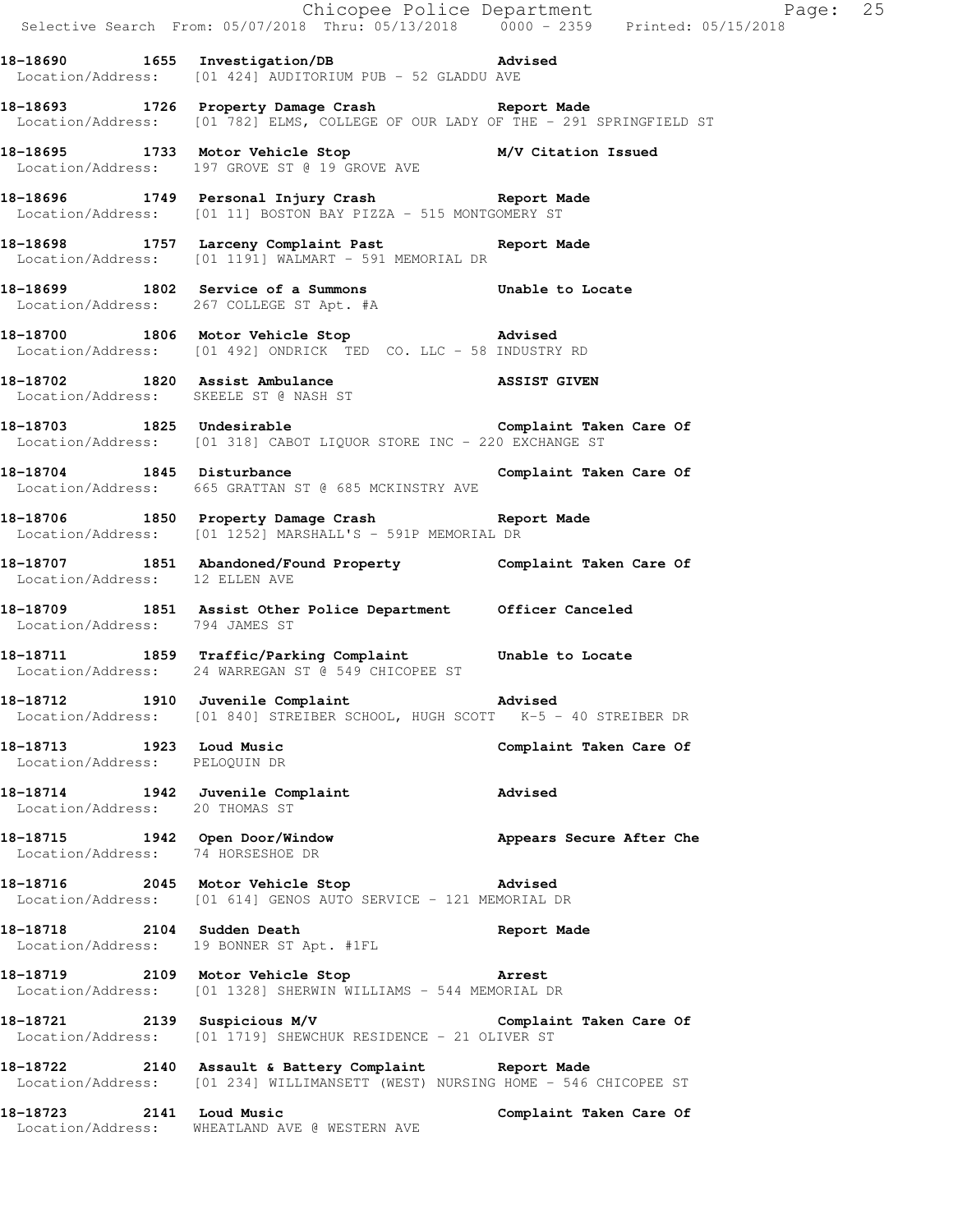18-18690 1655 Investigation/DB Advised
Location/Address: [01 424] AUDITORIUM PUB - 52 GLADDU AVE

18-18693 1726 Property Damage Crash Report Made
Location/Address: [01 782] ELMS, COLLEGE OF OUR LADY OF THE - 291 SPRINGFIELD ST

18-18695 1733 Motor Vehicle Stop M/V Citation Issued
Location/Address: 197 GROVE ST @ 19 GROVE AVE

18-18696 1749 Personal Injury Crash Report Made
Location/Address: [01 11] BOSTON BAY PIZZA - 515 MONTGOMERY ST

18-18698 1757 Larceny Complaint Past Report Made
Location/Address: [01 1191] WALMART - 591 MEMORIAL DR

18-18699 1802 Service of a Summons Unable to Locate
Location/Address: 267 COLLEGE ST Apt. #A

18-18700 1806 Motor Vehicle Stop Advised
Location/Address: [01 492] ONDRICK TED CO. LLC - 58 INDUSTRY RD

18-18702 1820 Assist Ambulance ASSIST GIVEN
Location/Address: SKEELE ST @ NASH ST

18-18703 1825 Undesirable Complaint Taken Care Of
Location/Address: [01 318] CABOT LIQUOR STORE INC - 220 EXCHANGE ST

18-18704 1845 Disturbance Complaint Taken Care Of
Location/Address: 665 GRATTAN ST @ 685 MCKINSTRY AVE

18-18706 1850 Property Damage Crash Report Made
Location/Address: [01 1252] MARSHALL'S - 591P MEMORIAL DR

18-18707 1851 Abandoned/Found Property Complaint Taken Care Of
Location/Address: 12 ELLEN AVE

18-18709 1851 Assist Other Police Department Officer Canceled
Location/Address: 794 JAMES ST

18-18711 1859 Traffic/Parking Complaint Unable to Locate
Location/Address: 24 WARREGAN ST @ 549 CHICOPEE ST

18-18712 1910 Juvenile Complaint Advised
Location/Address: [01 840] STREIBER SCHOOL, HUGH SCOTT K-5 - 40 STREIBER DR

18-18713 1923 Loud Music Complaint Taken Care Of
Location/Address: PELOQUIN DR

18-18714 1942 Juvenile Complaint Advised
Location/Address: 20 THOMAS ST

18-18715 1942 Open Door/Window Appears Secure After Che
Location/Address: 74 HORSESHOE DR

18-18716 2045 Motor Vehicle Stop Advised
Location/Address: [01 614] GENOS AUTO SERVICE - 121 MEMORIAL DR

18-18718 2104 Sudden Death Report Made
Location/Address: 19 BONNER ST Apt. #1FL

18-18719 2109 Motor Vehicle Stop Arrest
Location/Address: [01 1328] SHERWIN WILLIAMS - 544 MEMORIAL DR

18-18721 2139 Suspicious M/V Complaint Taken Care Of
Location/Address: [01 1719] SHEWCHUK RESIDENCE - 21 OLIVER ST

18-18722 2140 Assault & Battery Complaint Report Made
Location/Address: [01 234] WILLIMANSETT (WEST) NURSING HOME - 546 CHICOPEE ST

18-18723 2141 Loud Music Complaint Taken Care Of
Location/Address: WHEATLAND AVE @ WESTERN AVE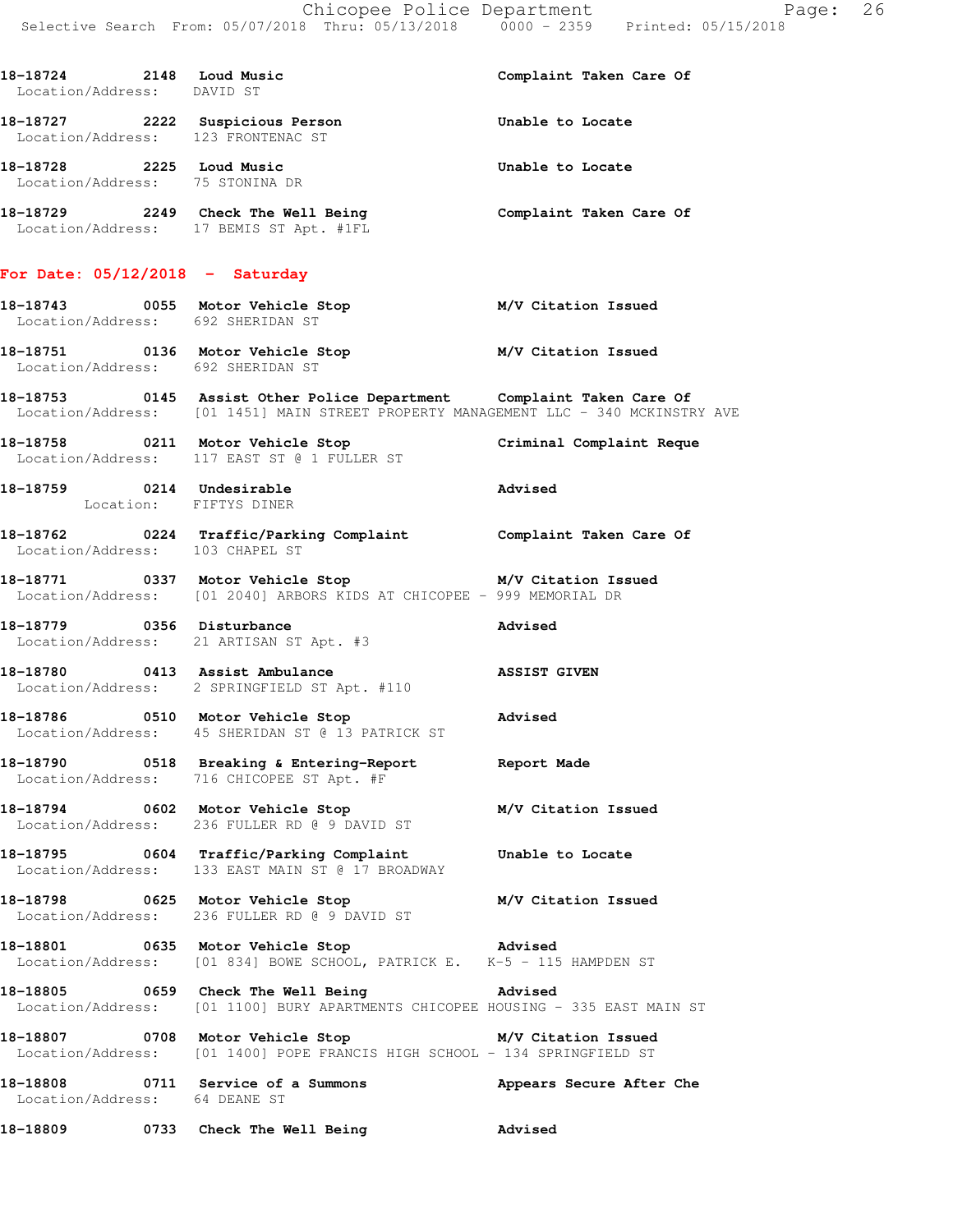18-18724 2148 Loud Music Complaint Taken Care Of
Location/Address: DAVID ST

18-18727 2222 Suspicious Person Unable to Locate
Location/Address: 123 FRONTENAC ST

18-18728 2225 Loud Music Unable to Locate
Location/Address: 75 STONINA DR

18-18729 2249 Check The Well Being Complaint Taken Care Of
Location/Address: 17 BEMIS ST Apt. #1FL

## For Date: 05/12/2018 - Saturday

18-18743 0055 Motor Vehicle Stop M/V Citation Issued
Location/Address: 692 SHERIDAN ST

18-18751 0136 Motor Vehicle Stop M/V Citation Issued
Location/Address: 692 SHERIDAN ST

18-18753 0145 Assist Other Police Department Complaint Taken Care Of
Location/Address: [01 1451] MAIN STREET PROPERTY MANAGEMENT LLC - 340 MCKINSTRY AVE

18-18758 0211 Motor Vehicle Stop Criminal Complaint Reque
Location/Address: 117 EAST ST @ 1 FULLER ST

18-18759 0214 Undesirable Advised
Location: FIFTYS DINER

18-18762 0224 Traffic/Parking Complaint Complaint Taken Care Of
Location/Address: 103 CHAPEL ST

18-18771 0337 Motor Vehicle Stop M/V Citation Issued
Location/Address: [01 2040] ARBORS KIDS AT CHICOPEE - 999 MEMORIAL DR

18-18779 0356 Disturbance Advised
Location/Address: 21 ARTISAN ST Apt. #3

18-18780 0413 Assist Ambulance ASSIST GIVEN
Location/Address: 2 SPRINGFIELD ST Apt. #110

18-18786 0510 Motor Vehicle Stop Advised
Location/Address: 45 SHERIDAN ST @ 13 PATRICK ST

18-18790 0518 Breaking & Entering-Report Report Made
Location/Address: 716 CHICOPEE ST Apt. #F

18-18794 0602 Motor Vehicle Stop M/V Citation Issued
Location/Address: 236 FULLER RD @ 9 DAVID ST

18-18795 0604 Traffic/Parking Complaint Unable to Locate
Location/Address: 133 EAST MAIN ST @ 17 BROADWAY

18-18798 0625 Motor Vehicle Stop M/V Citation Issued
Location/Address: 236 FULLER RD @ 9 DAVID ST

18-18801 0635 Motor Vehicle Stop Advised
Location/Address: [01 834] BOWE SCHOOL, PATRICK E. K-5 - 115 HAMPDEN ST

18-18805 0659 Check The Well Being Advised
Location/Address: [01 1100] BURY APARTMENTS CHICOPEE HOUSING - 335 EAST MAIN ST

18-18807 0708 Motor Vehicle Stop M/V Citation Issued
Location/Address: [01 1400] POPE FRANCIS HIGH SCHOOL - 134 SPRINGFIELD ST

18-18808 0711 Service of a Summons Appears Secure After Che
Location/Address: 64 DEANE ST

18-18809 0733 Check The Well Being Advised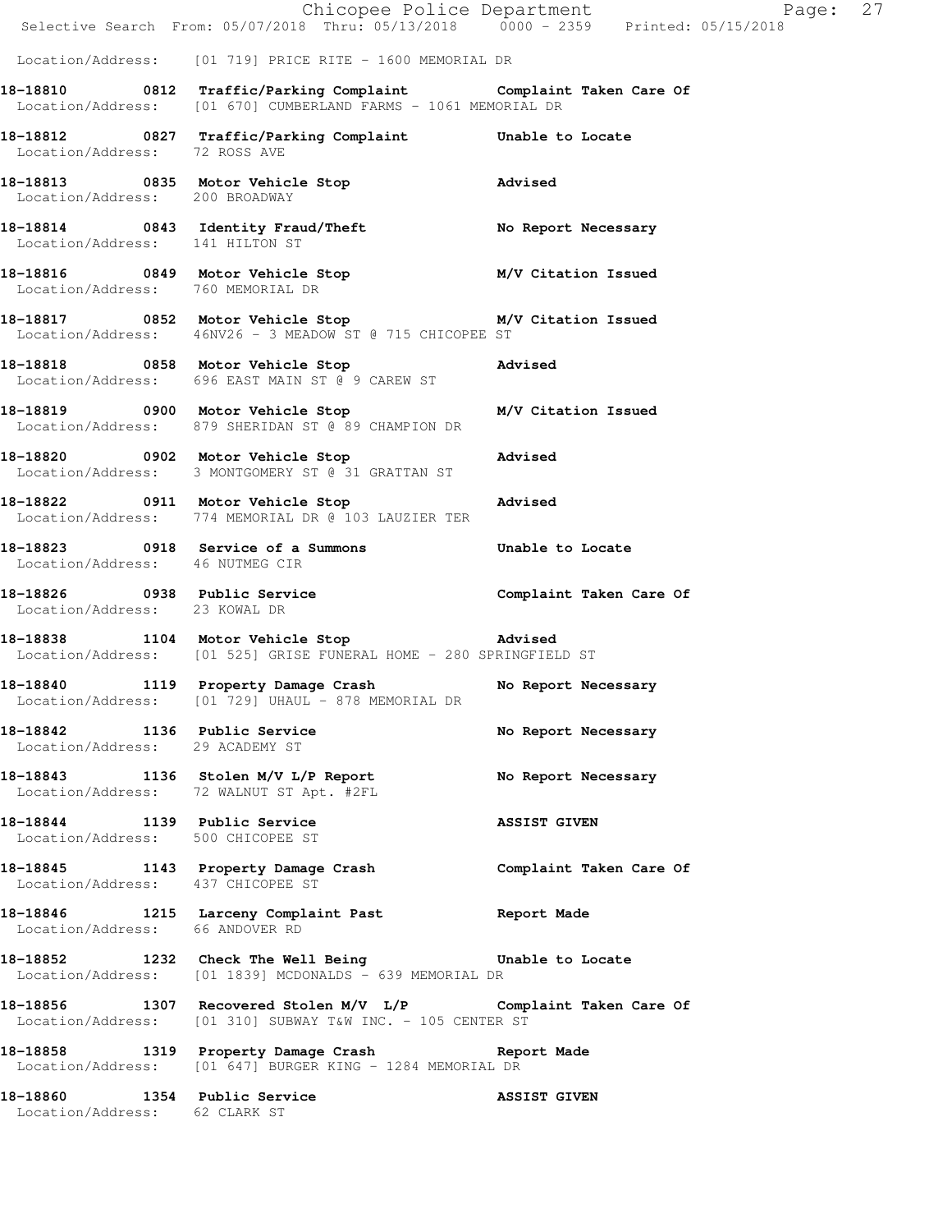Location/Address: [01 719] PRICE RITE - 1600 MEMORIAL DR

**18-18810 0812 Traffic/Parking Complaint Complaint Taken Care Of**
Location/Address: [01 670] CUMBERLAND FARMS - 1061 MEMORIAL DR

**18-18812 0827 Traffic/Parking Complaint Unable to Locate**
Location/Address: 72 ROSS AVE

**18-18813 0835 Motor Vehicle Stop Advised**
Location/Address: 200 BROADWAY

**18-18814 0843 Identity Fraud/Theft No Report Necessary**
Location/Address: 141 HILTON ST

**18-18816 0849 Motor Vehicle Stop M/V Citation Issued**
Location/Address: 760 MEMORIAL DR

**18-18817 0852 Motor Vehicle Stop M/V Citation Issued**
Location/Address: 46NV26 - 3 MEADOW ST @ 715 CHICOPEE ST

**18-18818 0858 Motor Vehicle Stop Advised**
Location/Address: 696 EAST MAIN ST @ 9 CAREW ST

**18-18819 0900 Motor Vehicle Stop M/V Citation Issued**
Location/Address: 879 SHERIDAN ST @ 89 CHAMPION DR

**18-18820 0902 Motor Vehicle Stop Advised**
Location/Address: 3 MONTGOMERY ST @ 31 GRATTAN ST

**18-18822 0911 Motor Vehicle Stop Advised**
Location/Address: 774 MEMORIAL DR @ 103 LAUZIER TER

**18-18823 0918 Service of a Summons Unable to Locate**
Location/Address: 46 NUTMEG CIR

**18-18826 0938 Public Service Complaint Taken Care Of**
Location/Address: 23 KOWAL DR

**18-18838 1104 Motor Vehicle Stop Advised**
Location/Address: [01 525] GRISE FUNERAL HOME - 280 SPRINGFIELD ST

**18-18840 1119 Property Damage Crash No Report Necessary**
Location/Address: [01 729] UHAUL - 878 MEMORIAL DR

**18-18842 1136 Public Service No Report Necessary**
Location/Address: 29 ACADEMY ST

**18-18843 1136 Stolen M/V L/P Report No Report Necessary**
Location/Address: 72 WALNUT ST Apt. #2FL

**18-18844 1139 Public Service ASSIST GIVEN**
Location/Address: 500 CHICOPEE ST

**18-18845 1143 Property Damage Crash Complaint Taken Care Of**
Location/Address: 437 CHICOPEE ST

**18-18846 1215 Larceny Complaint Past Report Made**
Location/Address: 66 ANDOVER RD

**18-18852 1232 Check The Well Being Unable to Locate**
Location/Address: [01 1839] MCDONALDS - 639 MEMORIAL DR

**18-18856 1307 Recovered Stolen M/V L/P Complaint Taken Care Of**
Location/Address: [01 310] SUBWAY T&W INC. - 105 CENTER ST

**18-18858 1319 Property Damage Crash Report Made**
Location/Address: [01 647] BURGER KING - 1284 MEMORIAL DR

**18-18860 1354 Public Service ASSIST GIVEN**
Location/Address: 62 CLARK ST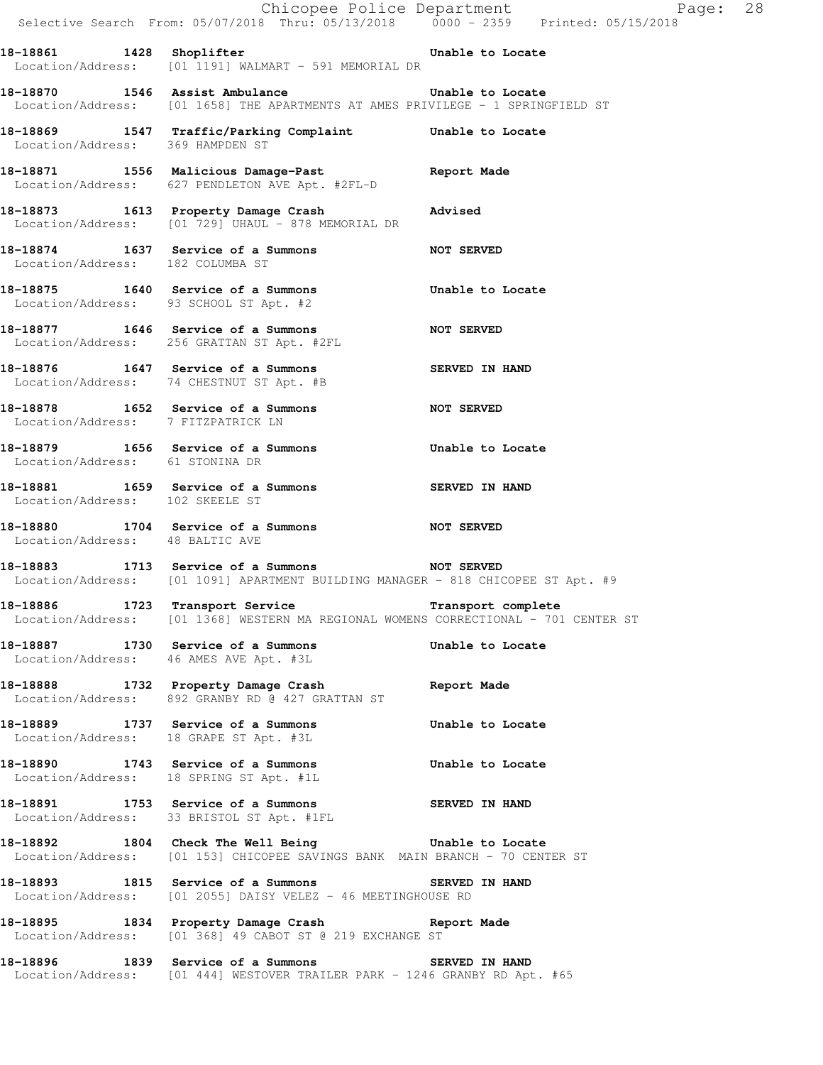**18-18861 1428 Shoplifter** **Unable to Locate**
Location/Address: [01 1191] WALMART - 591 MEMORIAL DR

**18-18870 1546 Assist Ambulance** **Unable to Locate**
Location/Address: [01 1658] THE APARTMENTS AT AMES PRIVILEGE - 1 SPRINGFIELD ST

**18-18869 1547 Traffic/Parking Complaint** **Unable to Locate**
Location/Address: 369 HAMPDEN ST

**18-18871 1556 Malicious Damage-Past** **Report Made**
Location/Address: 627 PENDLETON AVE Apt. #2FL-D

**18-18873 1613 Property Damage Crash** **Advised**
Location/Address: [01 729] UHAUL - 878 MEMORIAL DR

**18-18874 1637 Service of a Summons** **NOT SERVED**
Location/Address: 182 COLUMBA ST

**18-18875 1640 Service of a Summons** **Unable to Locate**
Location/Address: 93 SCHOOL ST Apt. #2

**18-18877 1646 Service of a Summons** **NOT SERVED**
Location/Address: 256 GRATTAN ST Apt. #2FL

**18-18876 1647 Service of a Summons** **SERVED IN HAND**
Location/Address: 74 CHESTNUT ST Apt. #B

**18-18878 1652 Service of a Summons** **NOT SERVED**
Location/Address: 7 FITZPATRICK LN

**18-18879 1656 Service of a Summons** **Unable to Locate**
Location/Address: 61 STONINA DR

**18-18881 1659 Service of a Summons** **SERVED IN HAND**
Location/Address: 102 SKEELE ST

**18-18880 1704 Service of a Summons** **NOT SERVED**
Location/Address: 48 BALTIC AVE

**18-18883 1713 Service of a Summons** **NOT SERVED**
Location/Address: [01 1091] APARTMENT BUILDING MANAGER - 818 CHICOPEE ST Apt. #9

**18-18886 1723 Transport Service** **Transport complete**
Location/Address: [01 1368] WESTERN MA REGIONAL WOMENS CORRECTIONAL - 701 CENTER ST

**18-18887 1730 Service of a Summons** **Unable to Locate**
Location/Address: 46 AMES AVE Apt. #3L

**18-18888 1732 Property Damage Crash** **Report Made**
Location/Address: 892 GRANBY RD @ 427 GRATTAN ST

**18-18889 1737 Service of a Summons** **Unable to Locate**
Location/Address: 18 GRAPE ST Apt. #3L

**18-18890 1743 Service of a Summons** **Unable to Locate**
Location/Address: 18 SPRING ST Apt. #1L

**18-18891 1753 Service of a Summons** **SERVED IN HAND**
Location/Address: 33 BRISTOL ST Apt. #1FL

**18-18892 1804 Check The Well Being** **Unable to Locate**
Location/Address: [01 153] CHICOPEE SAVINGS BANK MAIN BRANCH - 70 CENTER ST

**18-18893 1815 Service of a Summons** **SERVED IN HAND**
Location/Address: [01 2055] DAISY VELEZ - 46 MEETINGHOUSE RD

**18-18895 1834 Property Damage Crash** **Report Made**
Location/Address: [01 368] 49 CABOT ST @ 219 EXCHANGE ST

**18-18896 1839 Service of a Summons** **SERVED IN HAND**
Location/Address: [01 444] WESTOVER TRAILER PARK - 1246 GRANBY RD Apt. #65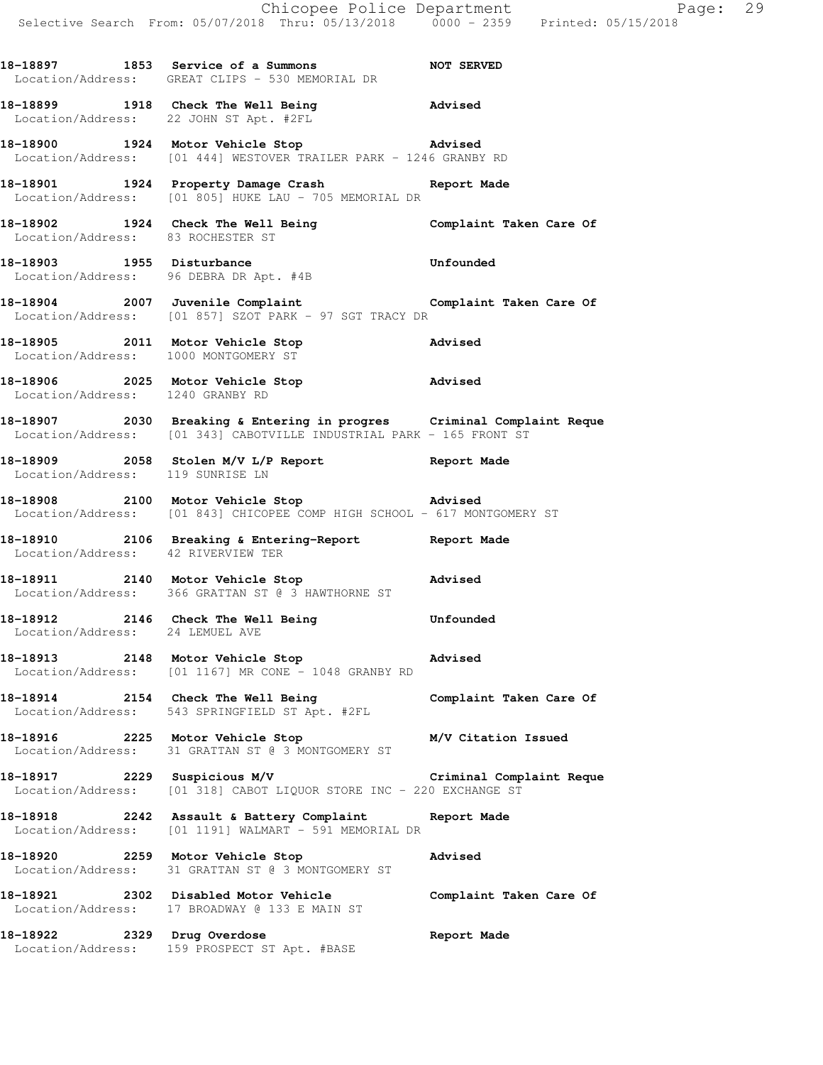**18-18897 1853 Service of a Summons NOT SERVED**
Location/Address: GREAT CLIPS - 530 MEMORIAL DR

**18-18899 1918 Check The Well Being Advised**
Location/Address: 22 JOHN ST Apt. #2FL

**18-18900 1924 Motor Vehicle Stop Advised**
Location/Address: [01 444] WESTOVER TRAILER PARK - 1246 GRANBY RD

**18-18901 1924 Property Damage Crash Report Made**
Location/Address: [01 805] HUKE LAU - 705 MEMORIAL DR

**18-18902 1924 Check The Well Being Complaint Taken Care Of**
Location/Address: 83 ROCHESTER ST

**18-18903 1955 Disturbance Unfounded**
Location/Address: 96 DEBRA DR Apt. #4B

**18-18904 2007 Juvenile Complaint Complaint Taken Care Of**
Location/Address: [01 857] SZOT PARK - 97 SGT TRACY DR

**18-18905 2011 Motor Vehicle Stop Advised**
Location/Address: 1000 MONTGOMERY ST

**18-18906 2025 Motor Vehicle Stop Advised**
Location/Address: 1240 GRANBY RD

**18-18907 2030 Breaking & Entering in progres Criminal Complaint Reque**
Location/Address: [01 343] CABOTVILLE INDUSTRIAL PARK - 165 FRONT ST

**18-18909 2058 Stolen M/V L/P Report Report Made**
Location/Address: 119 SUNRISE LN

**18-18908 2100 Motor Vehicle Stop Advised**
Location/Address: [01 843] CHICOPEE COMP HIGH SCHOOL - 617 MONTGOMERY ST

**18-18910 2106 Breaking & Entering-Report Report Made**
Location/Address: 42 RIVERVIEW TER

**18-18911 2140 Motor Vehicle Stop Advised**
Location/Address: 366 GRATTAN ST @ 3 HAWTHORNE ST

**18-18912 2146 Check The Well Being Unfounded**
Location/Address: 24 LEMUEL AVE

**18-18913 2148 Motor Vehicle Stop Advised**
Location/Address: [01 1167] MR CONE - 1048 GRANBY RD

**18-18914 2154 Check The Well Being Complaint Taken Care Of**
Location/Address: 543 SPRINGFIELD ST Apt. #2FL

**18-18916 2225 Motor Vehicle Stop M/V Citation Issued**
Location/Address: 31 GRATTAN ST @ 3 MONTGOMERY ST

**18-18917 2229 Suspicious M/V Criminal Complaint Reque**
Location/Address: [01 318] CABOT LIQUOR STORE INC - 220 EXCHANGE ST

**18-18918 2242 Assault & Battery Complaint Report Made**
Location/Address: [01 1191] WALMART - 591 MEMORIAL DR

**18-18920 2259 Motor Vehicle Stop Advised**
Location/Address: 31 GRATTAN ST @ 3 MONTGOMERY ST

**18-18921 2302 Disabled Motor Vehicle Complaint Taken Care Of**
Location/Address: 17 BROADWAY @ 133 E MAIN ST

**18-18922 2329 Drug Overdose Report Made**
Location/Address: 159 PROSPECT ST Apt. #BASE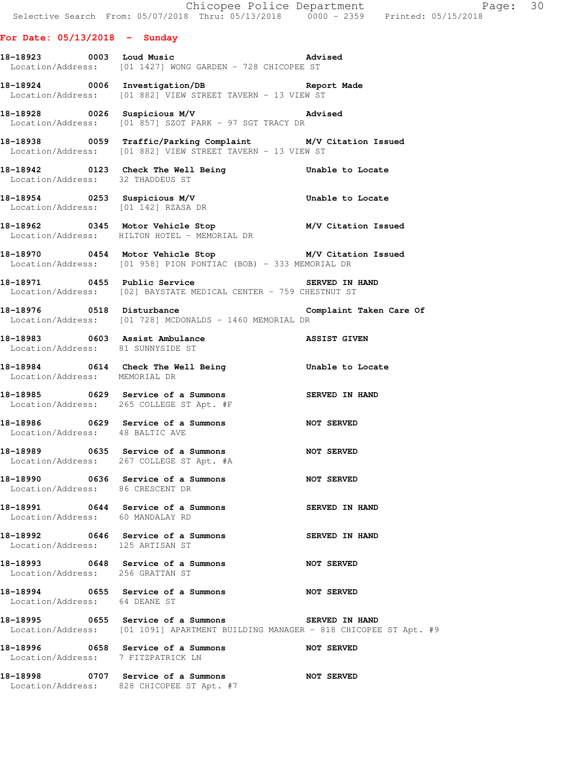## For Date: 05/13/2018 - Sunday

**18-18923** 0003 Loud Music — Advised
Location/Address: [01 1427] WONG GARDEN - 728 CHICOPEE ST

**18-18924** 0006 Investigation/DB — Report Made
Location/Address: [01 882] VIEW STREET TAVERN - 13 VIEW ST

**18-18928** 0026 Suspicious M/V — Advised
Location/Address: [01 857] SZOT PARK - 97 SGT TRACY DR

**18-18938** 0059 Traffic/Parking Complaint — M/V Citation Issued
Location/Address: [01 882] VIEW STREET TAVERN - 13 VIEW ST

**18-18942** 0123 Check The Well Being — Unable to Locate
Location/Address: 32 THADDEUS ST

**18-18954** 0253 Suspicious M/V — Unable to Locate
Location/Address: [01 142] RZASA DR

**18-18962** 0345 Motor Vehicle Stop — M/V Citation Issued
Location/Address: HILTON HOTEL - MEMORIAL DR

**18-18970** 0454 Motor Vehicle Stop — M/V Citation Issued
Location/Address: [01 958] PION PONTIAC (BOB) - 333 MEMORIAL DR

**18-18971** 0455 Public Service — SERVED IN HAND
Location/Address: [02] BAYSTATE MEDICAL CENTER - 759 CHESTNUT ST

**18-18976** 0518 Disturbance — Complaint Taken Care Of
Location/Address: [01 728] MCDONALDS - 1460 MEMORIAL DR

**18-18983** 0603 Assist Ambulance — ASSIST GIVEN
Location/Address: 81 SUNNYSIDE ST

**18-18984** 0614 Check The Well Being — Unable to Locate
Location/Address: MEMORIAL DR

**18-18985** 0629 Service of a Summons — SERVED IN HAND
Location/Address: 265 COLLEGE ST Apt. #F

**18-18986** 0629 Service of a Summons — NOT SERVED
Location/Address: 48 BALTIC AVE

**18-18989** 0635 Service of a Summons — NOT SERVED
Location/Address: 267 COLLEGE ST Apt. #A

**18-18990** 0636 Service of a Summons — NOT SERVED
Location/Address: 86 CRESCENT DR

**18-18991** 0644 Service of a Summons — SERVED IN HAND
Location/Address: 60 MANDALAY RD

**18-18992** 0646 Service of a Summons — SERVED IN HAND
Location/Address: 125 ARTISAN ST

**18-18993** 0648 Service of a Summons — NOT SERVED
Location/Address: 256 GRATTAN ST

**18-18994** 0655 Service of a Summons — NOT SERVED
Location/Address: 64 DEANE ST

**18-18995** 0655 Service of a Summons — SERVED IN HAND
Location/Address: [01 1091] APARTMENT BUILDING MANAGER - 818 CHICOPEE ST Apt. #9

**18-18996** 0658 Service of a Summons — NOT SERVED
Location/Address: 7 FITZPATRICK LN

**18-18998** 0707 Service of a Summons — NOT SERVED
Location/Address: 828 CHICOPEE ST Apt. #7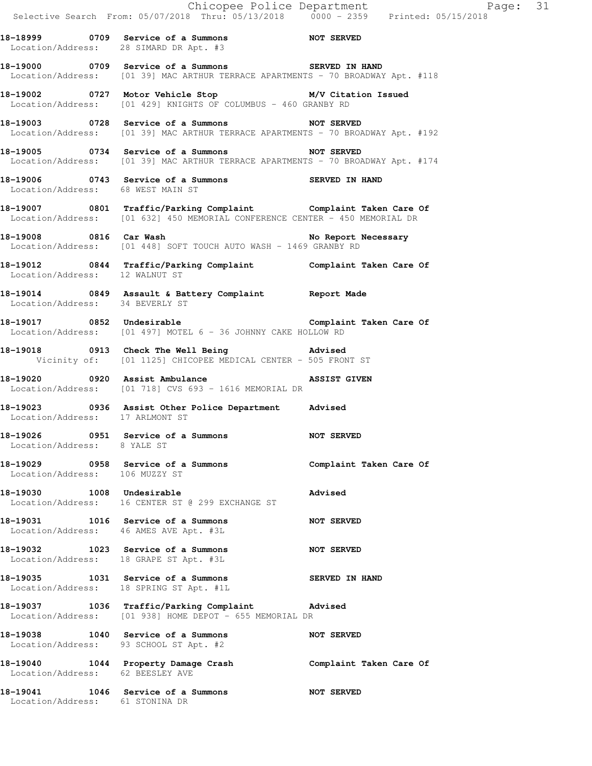**18-18999 0709 Service of a Summons NOT SERVED**
Location/Address: 28 SIMARD DR Apt. #3

**18-19000 0709 Service of a Summons SERVED IN HAND**
Location/Address: [01 39] MAC ARTHUR TERRACE APARTMENTS - 70 BROADWAY Apt. #118

**18-19002 0727 Motor Vehicle Stop M/V Citation Issued**
Location/Address: [01 429] KNIGHTS OF COLUMBUS - 460 GRANBY RD

**18-19003 0728 Service of a Summons NOT SERVED**
Location/Address: [01 39] MAC ARTHUR TERRACE APARTMENTS - 70 BROADWAY Apt. #192

**18-19005 0734 Service of a Summons NOT SERVED**
Location/Address: [01 39] MAC ARTHUR TERRACE APARTMENTS - 70 BROADWAY Apt. #174

**18-19006 0743 Service of a Summons SERVED IN HAND**
Location/Address: 68 WEST MAIN ST

**18-19007 0801 Traffic/Parking Complaint Complaint Taken Care Of**
Location/Address: [01 632] 450 MEMORIAL CONFERENCE CENTER - 450 MEMORIAL DR

**18-19008 0816 Car Wash No Report Necessary**
Location/Address: [01 448] SOFT TOUCH AUTO WASH - 1469 GRANBY RD

**18-19012 0844 Traffic/Parking Complaint Complaint Taken Care Of**
Location/Address: 12 WALNUT ST

**18-19014 0849 Assault & Battery Complaint Report Made**
Location/Address: 34 BEVERLY ST

**18-19017 0852 Undesirable Complaint Taken Care Of**
Location/Address: [01 497] MOTEL 6 - 36 JOHNNY CAKE HOLLOW RD

**18-19018 0913 Check The Well Being Advised**
Vicinity of: [01 1125] CHICOPEE MEDICAL CENTER - 505 FRONT ST

**18-19020 0920 Assist Ambulance ASSIST GIVEN**
Location/Address: [01 718] CVS 693 - 1616 MEMORIAL DR

**18-19023 0936 Assist Other Police Department Advised**
Location/Address: 17 ARLMONT ST

**18-19026 0951 Service of a Summons NOT SERVED**
Location/Address: 8 YALE ST

**18-19029 0958 Service of a Summons Complaint Taken Care Of**
Location/Address: 106 MUZZY ST

**18-19030 1008 Undesirable Advised**
Location/Address: 16 CENTER ST @ 299 EXCHANGE ST

**18-19031 1016 Service of a Summons NOT SERVED**
Location/Address: 46 AMES AVE Apt. #3L

**18-19032 1023 Service of a Summons NOT SERVED**
Location/Address: 18 GRAPE ST Apt. #3L

**18-19035 1031 Service of a Summons SERVED IN HAND**
Location/Address: 18 SPRING ST Apt. #1L

**18-19037 1036 Traffic/Parking Complaint Advised**
Location/Address: [01 938] HOME DEPOT - 655 MEMORIAL DR

**18-19038 1040 Service of a Summons NOT SERVED**
Location/Address: 93 SCHOOL ST Apt. #2

**18-19040 1044 Property Damage Crash Complaint Taken Care Of**
Location/Address: 62 BEESLEY AVE

**18-19041 1046 Service of a Summons NOT SERVED**
Location/Address: 61 STONINA DR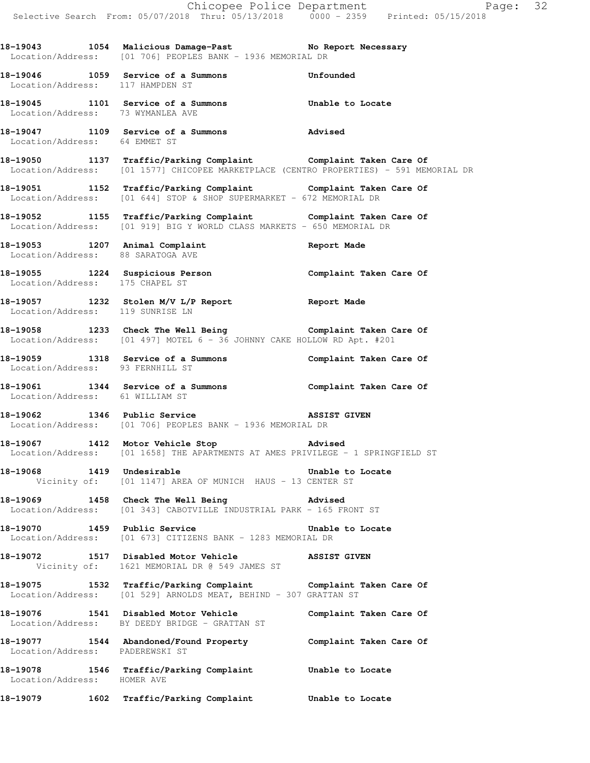**18-19043 1054 Malicious Damage-Past No Report Necessary**
Location/Address: [01 706] PEOPLES BANK - 1936 MEMORIAL DR

**18-19046 1059 Service of a Summons Unfounded**
Location/Address: 117 HAMPDEN ST

**18-19045 1101 Service of a Summons Unable to Locate**
Location/Address: 73 WYMANLEA AVE

**18-19047 1109 Service of a Summons Advised**
Location/Address: 64 EMMET ST

**18-19050 1137 Traffic/Parking Complaint Complaint Taken Care Of**
Location/Address: [01 1577] CHICOPEE MARKETPLACE (CENTRO PROPERTIES) - 591 MEMORIAL DR

**18-19051 1152 Traffic/Parking Complaint Complaint Taken Care Of**
Location/Address: [01 644] STOP & SHOP SUPERMARKET - 672 MEMORIAL DR

**18-19052 1155 Traffic/Parking Complaint Complaint Taken Care Of**
Location/Address: [01 919] BIG Y WORLD CLASS MARKETS - 650 MEMORIAL DR

**18-19053 1207 Animal Complaint Report Made**
Location/Address: 88 SARATOGA AVE

**18-19055 1224 Suspicious Person Complaint Taken Care Of**
Location/Address: 175 CHAPEL ST

**18-19057 1232 Stolen M/V L/P Report Report Made**
Location/Address: 119 SUNRISE LN

**18-19058 1233 Check The Well Being Complaint Taken Care Of**
Location/Address: [01 497] MOTEL 6 - 36 JOHNNY CAKE HOLLOW RD Apt. #201

**18-19059 1318 Service of a Summons Complaint Taken Care Of**
Location/Address: 93 FERNHILL ST

**18-19061 1344 Service of a Summons Complaint Taken Care Of**
Location/Address: 61 WILLIAM ST

**18-19062 1346 Public Service ASSIST GIVEN**
Location/Address: [01 706] PEOPLES BANK - 1936 MEMORIAL DR

**18-19067 1412 Motor Vehicle Stop Advised**
Location/Address: [01 1658] THE APARTMENTS AT AMES PRIVILEGE - 1 SPRINGFIELD ST

**18-19068 1419 Undesirable Unable to Locate**
Vicinity of: [01 1147] AREA OF MUNICH HAUS - 13 CENTER ST

**18-19069 1458 Check The Well Being Advised**
Location/Address: [01 343] CABOTVILLE INDUSTRIAL PARK - 165 FRONT ST

**18-19070 1459 Public Service Unable to Locate**
Location/Address: [01 673] CITIZENS BANK - 1283 MEMORIAL DR

**18-19072 1517 Disabled Motor Vehicle ASSIST GIVEN**
Vicinity of: 1621 MEMORIAL DR @ 549 JAMES ST

**18-19075 1532 Traffic/Parking Complaint Complaint Taken Care Of**
Location/Address: [01 529] ARNOLDS MEAT, BEHIND - 307 GRATTAN ST

**18-19076 1541 Disabled Motor Vehicle Complaint Taken Care Of**
Location/Address: BY DEEDY BRIDGE - GRATTAN ST

**18-19077 1544 Abandoned/Found Property Complaint Taken Care Of**
Location/Address: PADEREWSKI ST

**18-19078 1546 Traffic/Parking Complaint Unable to Locate**
Location/Address: HOMER AVE

**18-19079 1602 Traffic/Parking Complaint Unable to Locate**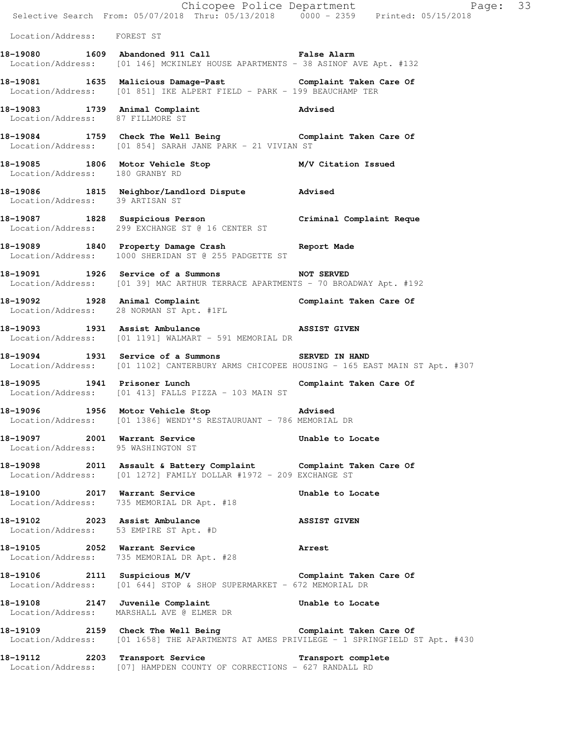Location/Address: FOREST ST

**18-19080 1609 Abandoned 911 Call** False Alarm
Location/Address: [01 146] MCKINLEY HOUSE APARTMENTS - 38 ASINOF AVE Apt. #132

**18-19081 1635 Malicious Damage-Past** Complaint Taken Care Of
Location/Address: [01 851] IKE ALPERT FIELD - PARK - 199 BEAUCHAMP TER

**18-19083 1739 Animal Complaint** Advised
Location/Address: 87 FILLMORE ST

**18-19084 1759 Check The Well Being** Complaint Taken Care Of
Location/Address: [01 854] SARAH JANE PARK - 21 VIVIAN ST

**18-19085 1806 Motor Vehicle Stop** M/V Citation Issued
Location/Address: 180 GRANBY RD

**18-19086 1815 Neighbor/Landlord Dispute** Advised
Location/Address: 39 ARTISAN ST

**18-19087 1828 Suspicious Person** Criminal Complaint Reque
Location/Address: 299 EXCHANGE ST @ 16 CENTER ST

**18-19089 1840 Property Damage Crash** Report Made
Location/Address: 1000 SHERIDAN ST @ 255 PADGETTE ST

**18-19091 1926 Service of a Summons** NOT SERVED
Location/Address: [01 39] MAC ARTHUR TERRACE APARTMENTS - 70 BROADWAY Apt. #192

**18-19092 1928 Animal Complaint** Complaint Taken Care Of
Location/Address: 28 NORMAN ST Apt. #1FL

**18-19093 1931 Assist Ambulance** ASSIST GIVEN
Location/Address: [01 1191] WALMART - 591 MEMORIAL DR

**18-19094 1931 Service of a Summons** SERVED IN HAND
Location/Address: [01 1102] CANTERBURY ARMS CHICOPEE HOUSING - 165 EAST MAIN ST Apt. #307

**18-19095 1941 Prisoner Lunch** Complaint Taken Care Of
Location/Address: [01 413] FALLS PIZZA - 103 MAIN ST

**18-19096 1956 Motor Vehicle Stop** Advised
Location/Address: [01 1386] WENDY'S RESTAURUANT - 786 MEMORIAL DR

**18-19097 2001 Warrant Service** Unable to Locate
Location/Address: 95 WASHINGTON ST

**18-19098 2011 Assault & Battery Complaint** Complaint Taken Care Of
Location/Address: [01 1272] FAMILY DOLLAR #1972 - 209 EXCHANGE ST

**18-19100 2017 Warrant Service** Unable to Locate
Location/Address: 735 MEMORIAL DR Apt. #18

**18-19102 2023 Assist Ambulance** ASSIST GIVEN
Location/Address: 53 EMPIRE ST Apt. #D

**18-19105 2052 Warrant Service** Arrest
Location/Address: 735 MEMORIAL DR Apt. #28

**18-19106 2111 Suspicious M/V** Complaint Taken Care Of
Location/Address: [01 644] STOP & SHOP SUPERMARKET - 672 MEMORIAL DR

**18-19108 2147 Juvenile Complaint** Unable to Locate
Location/Address: MARSHALL AVE @ ELMER DR

**18-19109 2159 Check The Well Being** Complaint Taken Care Of
Location/Address: [01 1658] THE APARTMENTS AT AMES PRIVILEGE - 1 SPRINGFIELD ST Apt. #430

**18-19112 2203 Transport Service** Transport complete
Location/Address: [07] HAMPDEN COUNTY OF CORRECTIONS - 627 RANDALL RD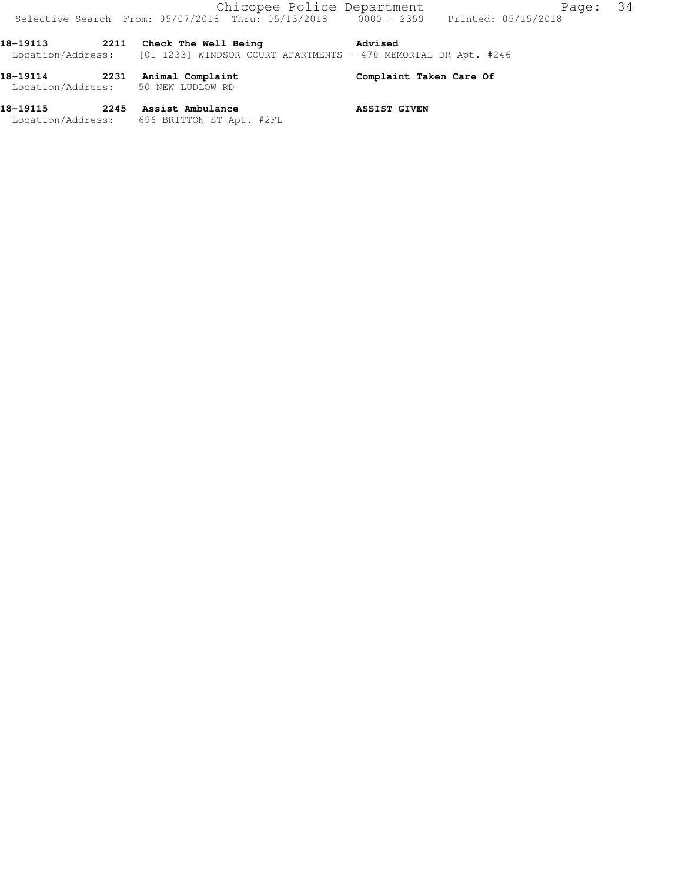**18-19113 2211 Check The Well Being** **Advised**
Location/Address: [01 1233] WINDSOR COURT APARTMENTS - 470 MEMORIAL DR Apt. #246

**18-19114 2231 Animal Complaint** **Complaint Taken Care Of**
Location/Address: 50 NEW LUDLOW RD

**18-19115 2245 Assist Ambulance** **ASSIST GIVEN**
Location/Address: 696 BRITTON ST Apt. #2FL